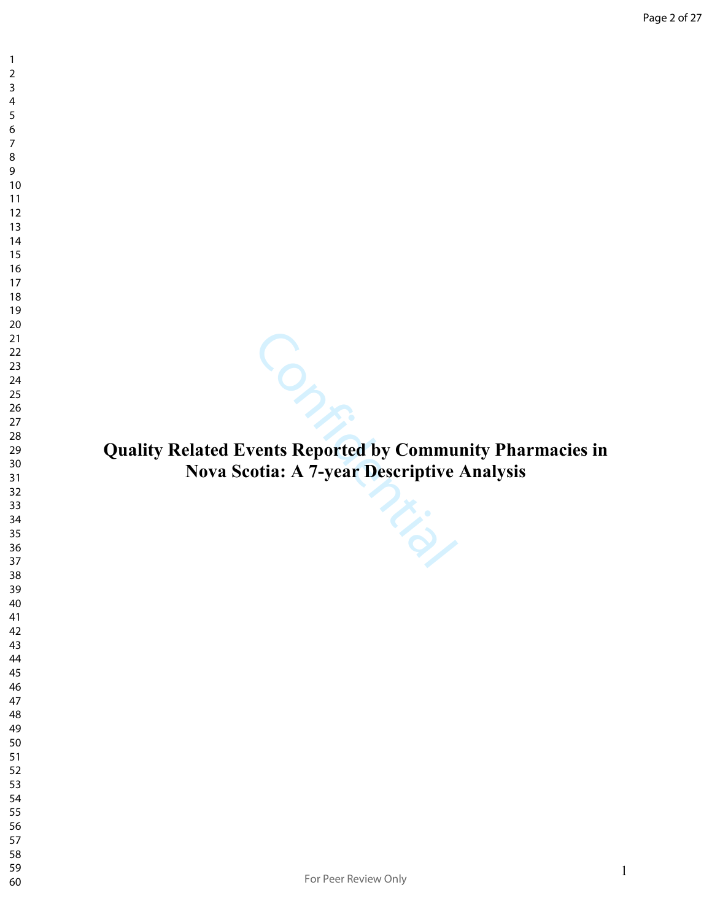# Quality Related Events Reported by Community Pharmacies in Nova Scotia: A 7-year Descriptive Analysis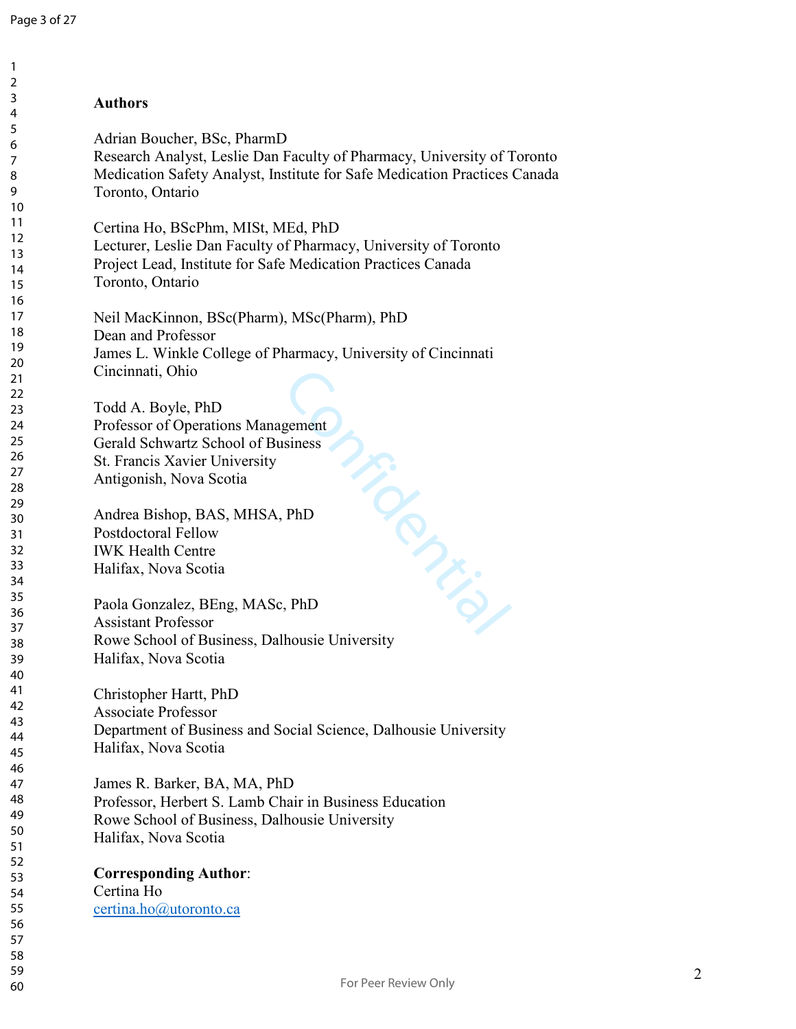**Authors**

Adrian Boucher, BSc, PharmD
Research Analyst, Leslie Dan Faculty of Pharmacy, University of Toronto
Medication Safety Analyst, Institute for Safe Medication Practices Canada
Toronto, Ontario

Certina Ho, BScPhm, MISt, MEd, PhD
Lecturer, Leslie Dan Faculty of Pharmacy, University of Toronto
Project Lead, Institute for Safe Medication Practices Canada
Toronto, Ontario

Neil MacKinnon, BSc(Pharm), MSc(Pharm), PhD
Dean and Professor
James L. Winkle College of Pharmacy, University of Cincinnati
Cincinnati, Ohio

Todd A. Boyle, PhD
Professor of Operations Management
Gerald Schwartz School of Business
St. Francis Xavier University
Antigonish, Nova Scotia

Andrea Bishop, BAS, MHSA, PhD
Postdoctoral Fellow
IWK Health Centre
Halifax, Nova Scotia

Paola Gonzalez, BEng, MASc, PhD
Assistant Professor
Rowe School of Business, Dalhousie University
Halifax, Nova Scotia

Christopher Hartt, PhD
Associate Professor
Department of Business and Social Science, Dalhousie University
Halifax, Nova Scotia

James R. Barker, BA, MA, PhD
Professor, Herbert S. Lamb Chair in Business Education
Rowe School of Business, Dalhousie University
Halifax, Nova Scotia

**Corresponding Author**:
Certina Ho
certina.ho@utoronto.ca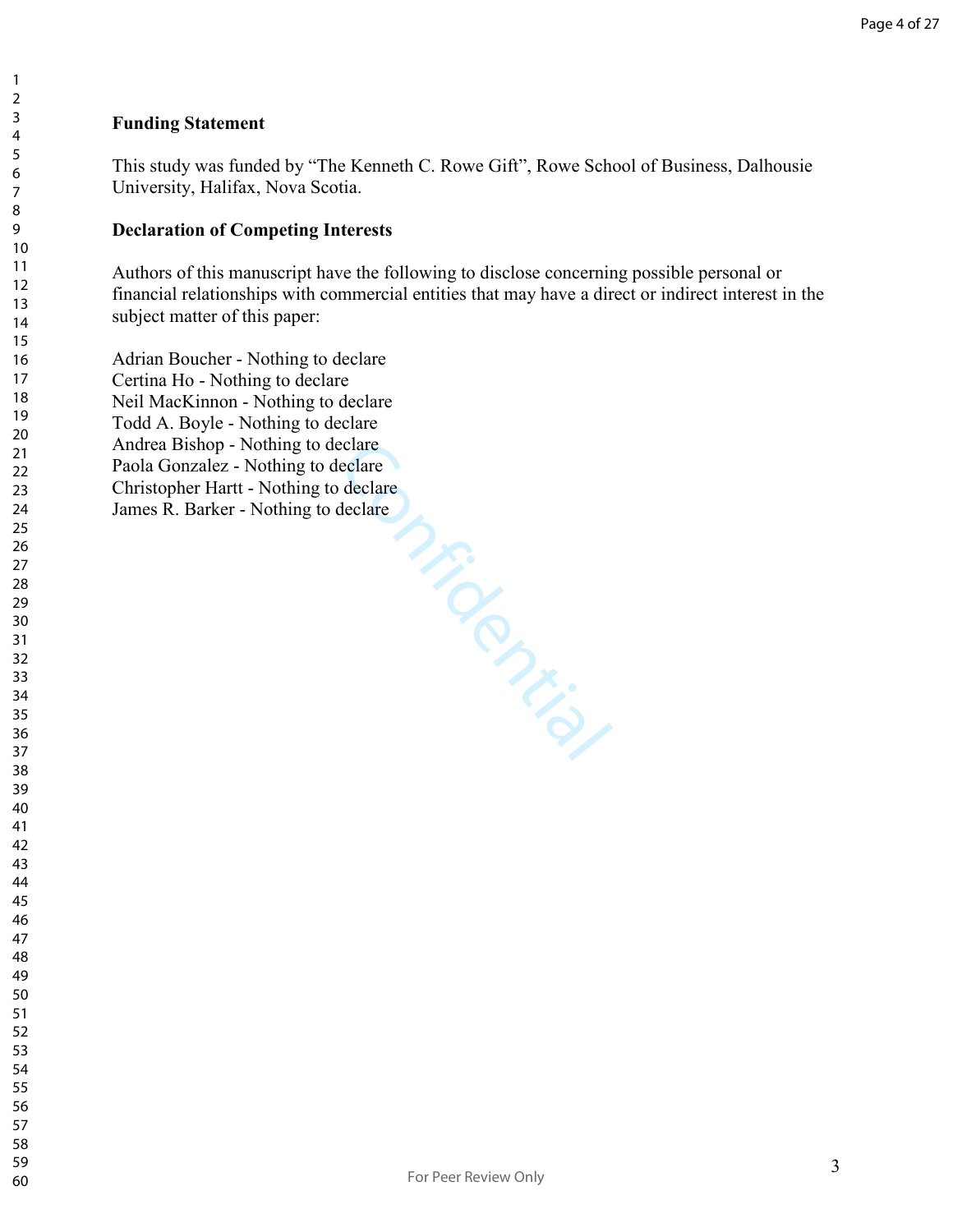**Funding Statement**

This study was funded by "The Kenneth C. Rowe Gift", Rowe School of Business, Dalhousie University, Halifax, Nova Scotia.

**Declaration of Competing Interests**

Authors of this manuscript have the following to disclose concerning possible personal or financial relationships with commercial entities that may have a direct or indirect interest in the subject matter of this paper:

Adrian Boucher - Nothing to declare
Certina Ho - Nothing to declare
Neil MacKinnon - Nothing to declare
Todd A. Boyle - Nothing to declare
Andrea Bishop - Nothing to declare
Paola Gonzalez - Nothing to declare
Christopher Hartt - Nothing to declare
James R. Barker - Nothing to declare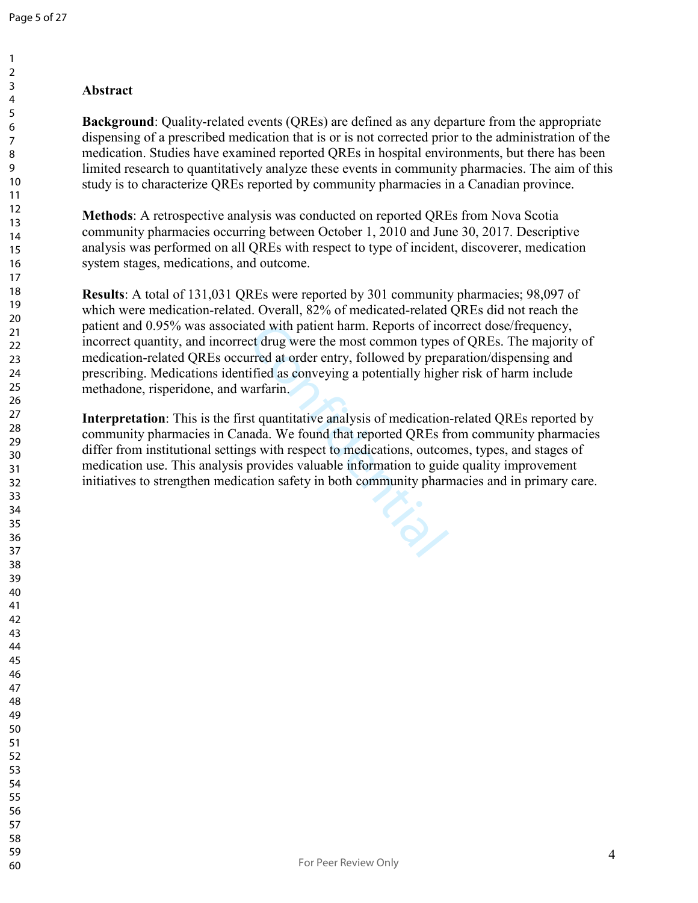## Abstract

**Background**: Quality-related events (QREs) are defined as any departure from the appropriate dispensing of a prescribed medication that is or is not corrected prior to the administration of the medication. Studies have examined reported QREs in hospital environments, but there has been limited research to quantitatively analyze these events in community pharmacies. The aim of this study is to characterize QREs reported by community pharmacies in a Canadian province.

**Methods**: A retrospective analysis was conducted on reported QREs from Nova Scotia community pharmacies occurring between October 1, 2010 and June 30, 2017. Descriptive analysis was performed on all QREs with respect to type of incident, discoverer, medication system stages, medications, and outcome.

**Results**: A total of 131,031 QREs were reported by 301 community pharmacies; 98,097 of which were medication-related. Overall, 82% of medicated-related QREs did not reach the patient and 0.95% was associated with patient harm. Reports of incorrect dose/frequency, incorrect quantity, and incorrect drug were the most common types of QREs. The majority of medication-related QREs occurred at order entry, followed by preparation/dispensing and prescribing. Medications identified as conveying a potentially higher risk of harm include methadone, risperidone, and warfarin.

**Interpretation**: This is the first quantitative analysis of medication-related QREs reported by community pharmacies in Canada. We found that reported QREs from community pharmacies differ from institutional settings with respect to medications, outcomes, types, and stages of medication use. This analysis provides valuable information to guide quality improvement initiatives to strengthen medication safety in both community pharmacies and in primary care.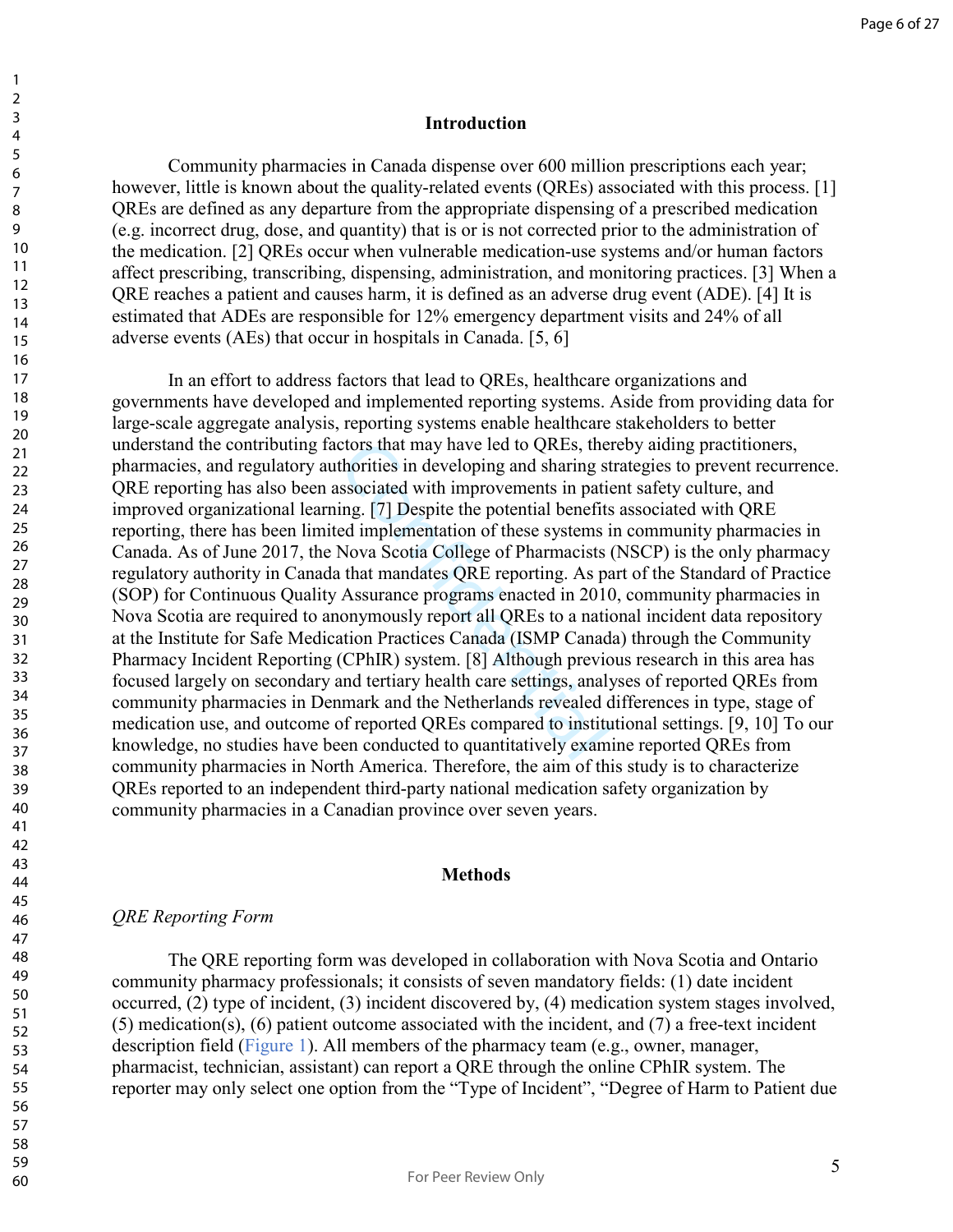## Introduction

Community pharmacies in Canada dispense over 600 million prescriptions each year; however, little is known about the quality-related events (QREs) associated with this process. [1] QREs are defined as any departure from the appropriate dispensing of a prescribed medication (e.g. incorrect drug, dose, and quantity) that is or is not corrected prior to the administration of the medication. [2] QREs occur when vulnerable medication-use systems and/or human factors affect prescribing, transcribing, dispensing, administration, and monitoring practices. [3] When a QRE reaches a patient and causes harm, it is defined as an adverse drug event (ADE). [4] It is estimated that ADEs are responsible for 12% emergency department visits and 24% of all adverse events (AEs) that occur in hospitals in Canada. [5, 6]

In an effort to address factors that lead to QREs, healthcare organizations and governments have developed and implemented reporting systems. Aside from providing data for large-scale aggregate analysis, reporting systems enable healthcare stakeholders to better understand the contributing factors that may have led to QREs, thereby aiding practitioners, pharmacies, and regulatory authorities in developing and sharing strategies to prevent recurrence. QRE reporting has also been associated with improvements in patient safety culture, and improved organizational learning. [7] Despite the potential benefits associated with QRE reporting, there has been limited implementation of these systems in community pharmacies in Canada. As of June 2017, the Nova Scotia College of Pharmacists (NSCP) is the only pharmacy regulatory authority in Canada that mandates QRE reporting. As part of the Standard of Practice (SOP) for Continuous Quality Assurance programs enacted in 2010, community pharmacies in Nova Scotia are required to anonymously report all QREs to a national incident data repository at the Institute for Safe Medication Practices Canada (ISMP Canada) through the Community Pharmacy Incident Reporting (CPhIR) system. [8] Although previous research in this area has focused largely on secondary and tertiary health care settings, analyses of reported QREs from community pharmacies in Denmark and the Netherlands revealed differences in type, stage of medication use, and outcome of reported QREs compared to institutional settings. [9, 10] To our knowledge, no studies have been conducted to quantitatively examine reported QREs from community pharmacies in North America. Therefore, the aim of this study is to characterize QREs reported to an independent third-party national medication safety organization by community pharmacies in a Canadian province over seven years.

## Methods

*QRE Reporting Form*

The QRE reporting form was developed in collaboration with Nova Scotia and Ontario community pharmacy professionals; it consists of seven mandatory fields: (1) date incident occurred, (2) type of incident, (3) incident discovered by, (4) medication system stages involved, (5) medication(s), (6) patient outcome associated with the incident, and (7) a free-text incident description field (Figure 1). All members of the pharmacy team (e.g., owner, manager, pharmacist, technician, assistant) can report a QRE through the online CPhIR system. The reporter may only select one option from the "Type of Incident", "Degree of Harm to Patient due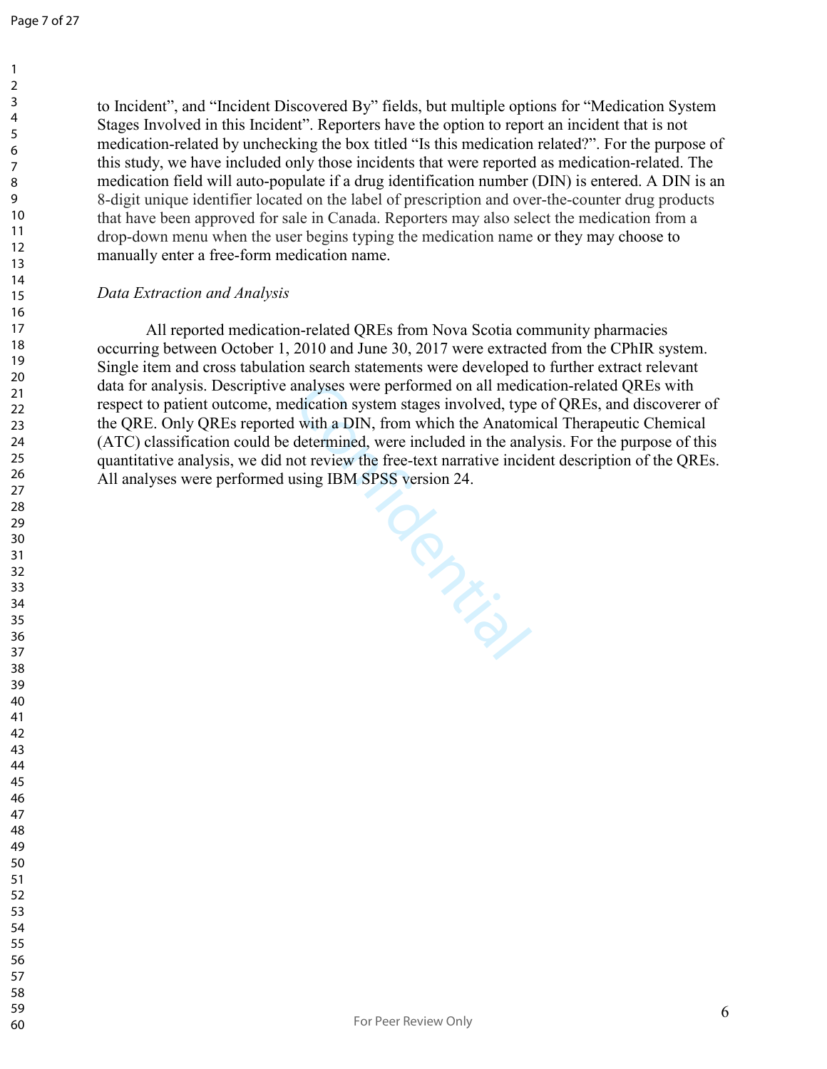to Incident", and "Incident Discovered By" fields, but multiple options for "Medication System Stages Involved in this Incident". Reporters have the option to report an incident that is not medication-related by unchecking the box titled "Is this medication related?". For the purpose of this study, we have included only those incidents that were reported as medication-related. The medication field will auto-populate if a drug identification number (DIN) is entered. A DIN is an 8-digit unique identifier located on the label of prescription and over-the-counter drug products that have been approved for sale in Canada. Reporters may also select the medication from a drop-down menu when the user begins typing the medication name or they may choose to manually enter a free-form medication name.

*Data Extraction and Analysis*

All reported medication-related QREs from Nova Scotia community pharmacies occurring between October 1, 2010 and June 30, 2017 were extracted from the CPhIR system. Single item and cross tabulation search statements were developed to further extract relevant data for analysis. Descriptive analyses were performed on all medication-related QREs with respect to patient outcome, medication system stages involved, type of QREs, and discoverer of the QRE. Only QREs reported with a DIN, from which the Anatomical Therapeutic Chemical (ATC) classification could be determined, were included in the analysis. For the purpose of this quantitative analysis, we did not review the free-text narrative incident description of the QREs. All analyses were performed using IBM SPSS version 24.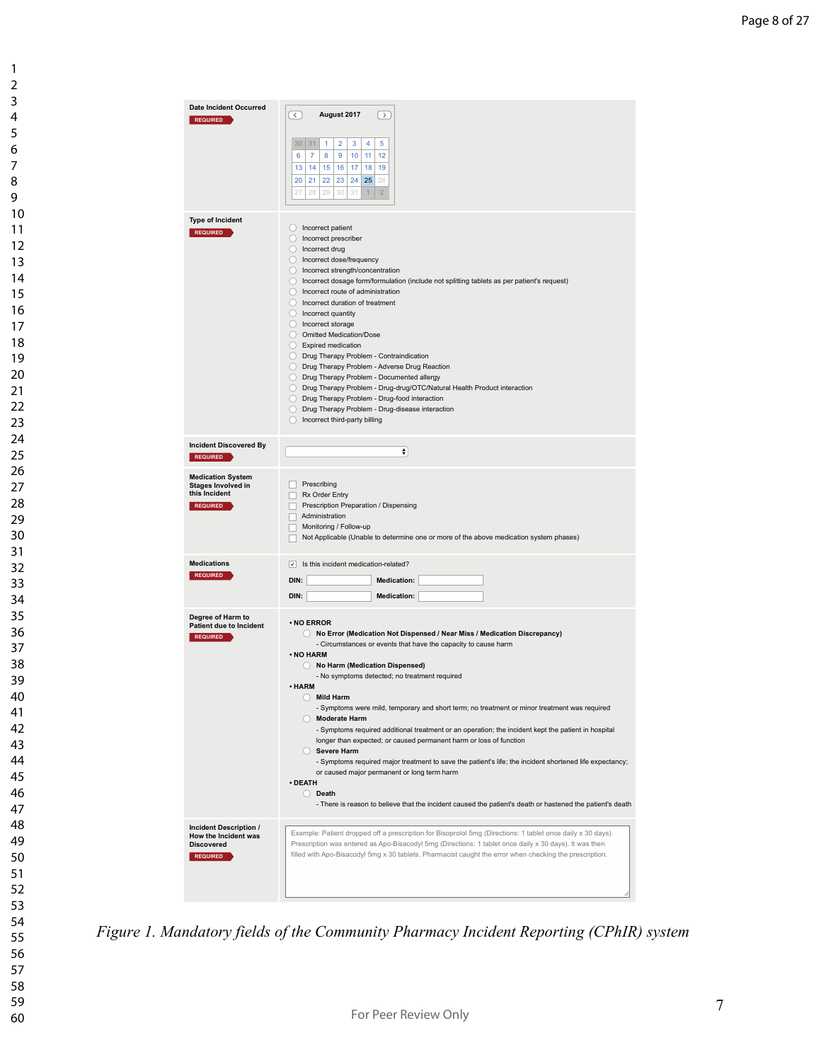| Field | Content |
| --- | --- |
| **Date Incident Occurred** REQUIRED | August 2017 (calendar) |
| **Type of Incident** REQUIRED | ○ Incorrect patient<br>○ Incorrect prescriber<br>○ Incorrect drug<br>○ Incorrect dose/frequency<br>○ Incorrect strength/concentration<br>○ Incorrect dosage form/formulation (include not splitting tablets as per patient's request)<br>○ Incorrect route of administration<br>○ Incorrect duration of treatment<br>○ Incorrect quantity<br>○ Incorrect storage<br>○ Omitted Medication/Dose<br>○ Expired medication<br>○ Drug Therapy Problem - Contraindication<br>○ Drug Therapy Problem - Adverse Drug Reaction<br>○ Drug Therapy Problem - Documented allergy<br>○ Drug Therapy Problem - Drug-drug/OTC/Natural Health Product interaction<br>○ Drug Therapy Problem - Drug-food interaction<br>○ Drug Therapy Problem - Drug-disease interaction<br>○ Incorrect third-party billing |
| **Incident Discovered By** REQUIRED | (drop-down) |
| **Medication System Stages Involved in this Incident** REQUIRED | ☐ Prescribing<br>☐ Rx Order Entry<br>☐ Prescription Preparation / Dispensing<br>☐ Administration<br>☐ Monitoring / Follow-up<br>☐ Not Applicable (Unable to determine one or more of the above medication system phases) |
| **Medications** REQUIRED | ☑ Is this incident medication-related?<br>**DIN:** ___ **Medication:** ___<br>**DIN:** ___ **Medication:** ___ |
| **Degree of Harm to Patient due to Incident** REQUIRED | • **NO ERROR**<br>○ **No Error (Medication Not Dispensed / Near Miss / Medication Discrepancy)**<br>- Circumstances or events that have the capacity to cause harm<br>• **NO HARM**<br>○ **No Harm (Medication Dispensed)**<br>- No symptoms detected; no treatment required<br>• **HARM**<br>○ **Mild Harm**<br>- Symptoms were mild, temporary and short term; no treatment or minor treatment was required<br>○ **Moderate Harm**<br>- Symptoms required additional treatment or an operation; the incident kept the patient in hospital longer than expected; or caused permanent harm or loss of function<br>○ **Severe Harm**<br>- Symptoms required major treatment to save the patient's life; the incident shortened life expectancy; or caused major permanent or long term harm<br>• **DEATH**<br>○ **Death**<br>- There is reason to believe that the incident caused the patient's death or hastened the patient's death |
| **Incident Description / How the Incident was Discovered** REQUIRED | Example: Patient dropped off a prescription for Bisoprolol 5mg (Directions: 1 tablet once daily x 30 days). Prescription was entered as Apo-Bisacodyl 5mg (Directions: 1 tablet once daily x 30 days). It was then filled with Apo-Bisacodyl 5mg x 30 tablets. Pharmacist caught the error when checking the prescription. |

*Figure 1. Mandatory fields of the Community Pharmacy Incident Reporting (CPhIR) system*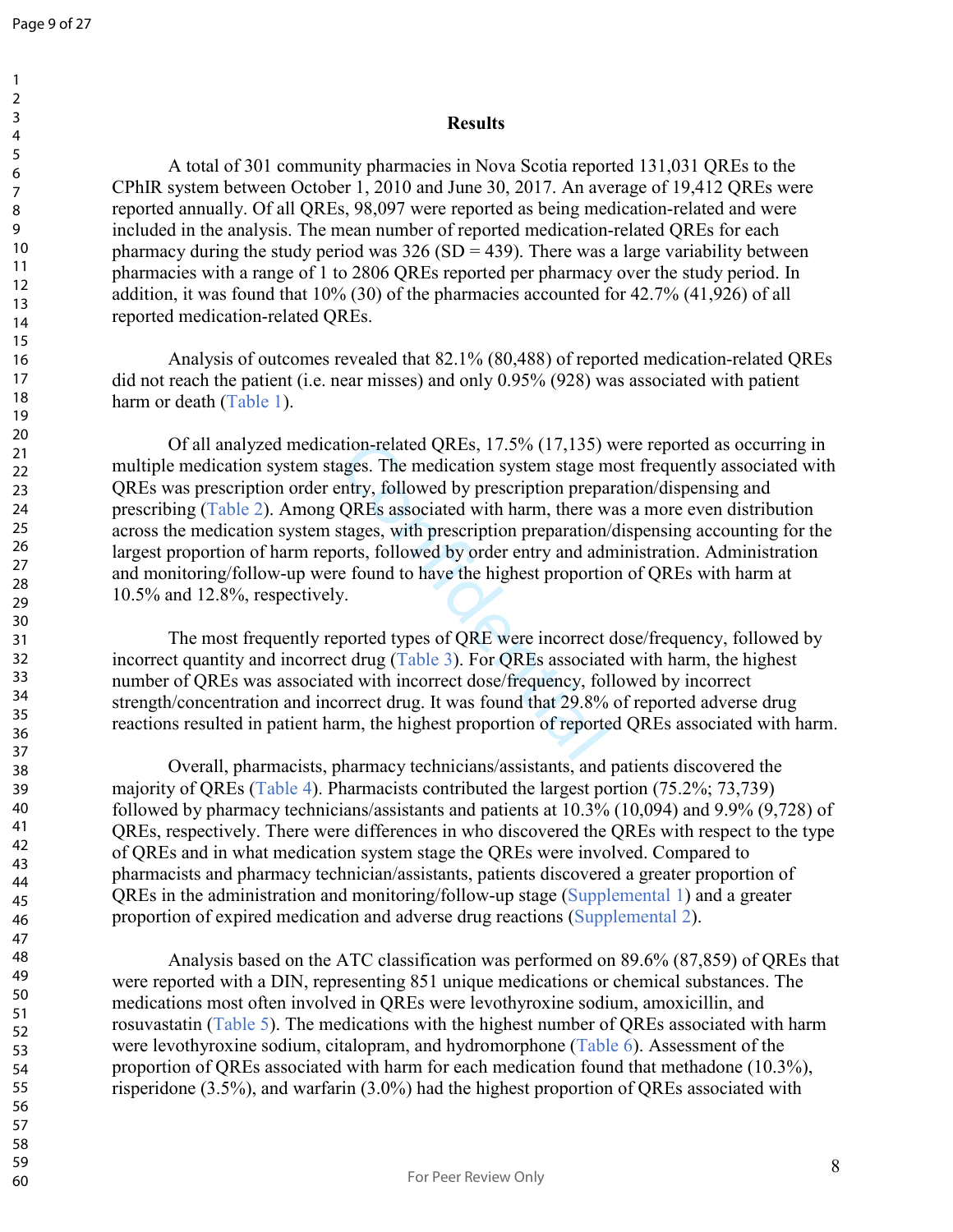## Results

A total of 301 community pharmacies in Nova Scotia reported 131,031 QREs to the CPhIR system between October 1, 2010 and June 30, 2017. An average of 19,412 QREs were reported annually. Of all QREs, 98,097 were reported as being medication-related and were included in the analysis. The mean number of reported medication-related QREs for each pharmacy during the study period was 326 (SD = 439). There was a large variability between pharmacies with a range of 1 to 2806 QREs reported per pharmacy over the study period. In addition, it was found that 10% (30) of the pharmacies accounted for 42.7% (41,926) of all reported medication-related QREs.

Analysis of outcomes revealed that 82.1% (80,488) of reported medication-related QREs did not reach the patient (i.e. near misses) and only 0.95% (928) was associated with patient harm or death (Table 1).

Of all analyzed medication-related QREs, 17.5% (17,135) were reported as occurring in multiple medication system stages. The medication system stage most frequently associated with QREs was prescription order entry, followed by prescription preparation/dispensing and prescribing (Table 2). Among QREs associated with harm, there was a more even distribution across the medication system stages, with prescription preparation/dispensing accounting for the largest proportion of harm reports, followed by order entry and administration. Administration and monitoring/follow-up were found to have the highest proportion of QREs with harm at 10.5% and 12.8%, respectively.

The most frequently reported types of QRE were incorrect dose/frequency, followed by incorrect quantity and incorrect drug (Table 3). For QREs associated with harm, the highest number of QREs was associated with incorrect dose/frequency, followed by incorrect strength/concentration and incorrect drug. It was found that 29.8% of reported adverse drug reactions resulted in patient harm, the highest proportion of reported QREs associated with harm.

Overall, pharmacists, pharmacy technicians/assistants, and patients discovered the majority of QREs (Table 4). Pharmacists contributed the largest portion (75.2%; 73,739) followed by pharmacy technicians/assistants and patients at 10.3% (10,094) and 9.9% (9,728) of QREs, respectively. There were differences in who discovered the QREs with respect to the type of QREs and in what medication system stage the QREs were involved. Compared to pharmacists and pharmacy technician/assistants, patients discovered a greater proportion of QREs in the administration and monitoring/follow-up stage (Supplemental 1) and a greater proportion of expired medication and adverse drug reactions (Supplemental 2).

Analysis based on the ATC classification was performed on 89.6% (87,859) of QREs that were reported with a DIN, representing 851 unique medications or chemical substances. The medications most often involved in QREs were levothyroxine sodium, amoxicillin, and rosuvastatin (Table 5). The medications with the highest number of QREs associated with harm were levothyroxine sodium, citalopram, and hydromorphone (Table 6). Assessment of the proportion of QREs associated with harm for each medication found that methadone (10.3%), risperidone (3.5%), and warfarin (3.0%) had the highest proportion of QREs associated with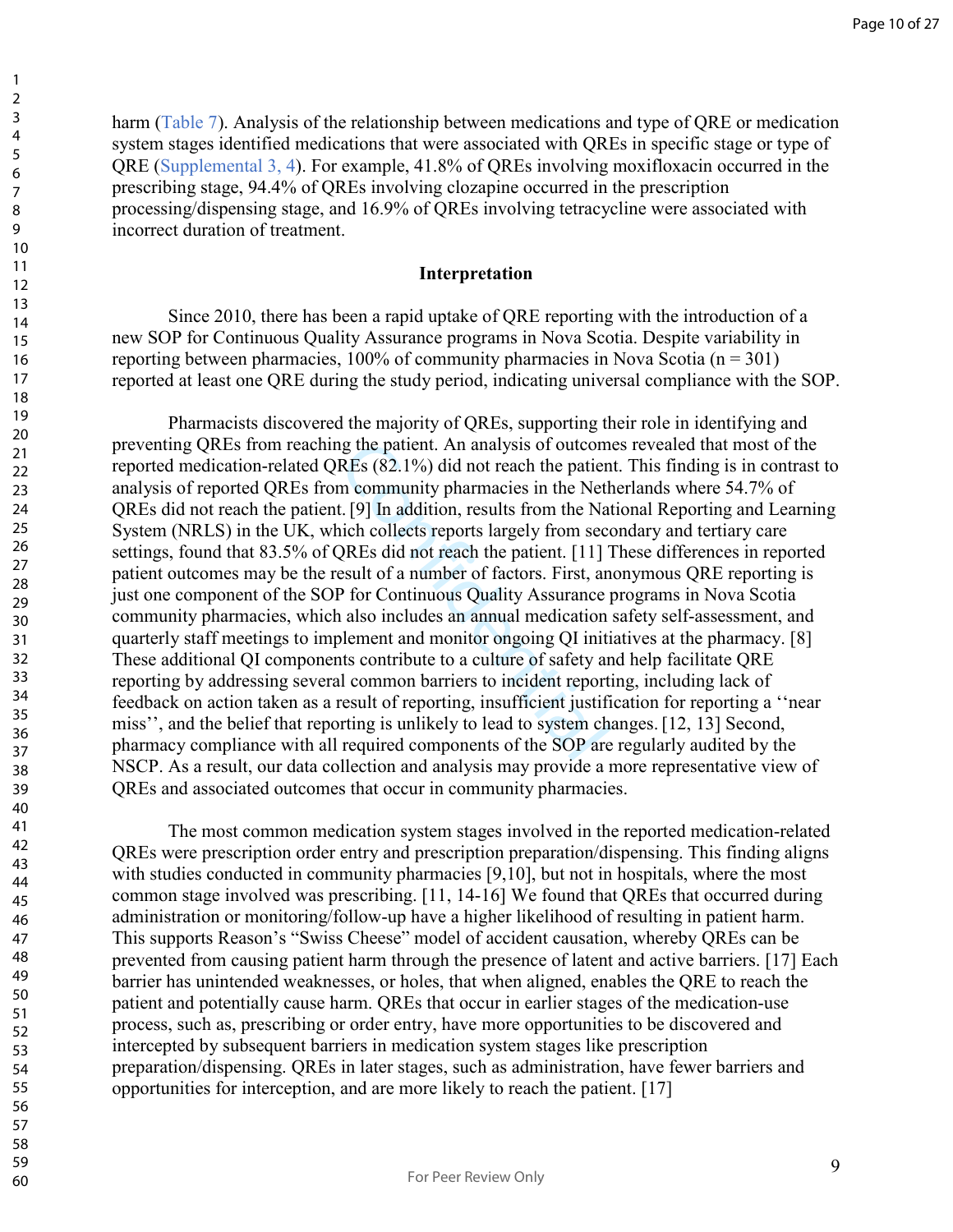harm (Table 7). Analysis of the relationship between medications and type of QRE or medication system stages identified medications that were associated with QREs in specific stage or type of QRE (Supplemental 3, 4). For example, 41.8% of QREs involving moxifloxacin occurred in the prescribing stage, 94.4% of QREs involving clozapine occurred in the prescription processing/dispensing stage, and 16.9% of QREs involving tetracycline were associated with incorrect duration of treatment.

## Interpretation

Since 2010, there has been a rapid uptake of QRE reporting with the introduction of a new SOP for Continuous Quality Assurance programs in Nova Scotia. Despite variability in reporting between pharmacies, 100% of community pharmacies in Nova Scotia (n = 301) reported at least one QRE during the study period, indicating universal compliance with the SOP.

Pharmacists discovered the majority of QREs, supporting their role in identifying and preventing QREs from reaching the patient. An analysis of outcomes revealed that most of the reported medication-related QREs (82.1%) did not reach the patient. This finding is in contrast to analysis of reported QREs from community pharmacies in the Netherlands where 54.7% of QREs did not reach the patient. [9] In addition, results from the National Reporting and Learning System (NRLS) in the UK, which collects reports largely from secondary and tertiary care settings, found that 83.5% of QREs did not reach the patient. [11] These differences in reported patient outcomes may be the result of a number of factors. First, anonymous QRE reporting is just one component of the SOP for Continuous Quality Assurance programs in Nova Scotia community pharmacies, which also includes an annual medication safety self-assessment, and quarterly staff meetings to implement and monitor ongoing QI initiatives at the pharmacy. [8] These additional QI components contribute to a culture of safety and help facilitate QRE reporting by addressing several common barriers to incident reporting, including lack of feedback on action taken as a result of reporting, insufficient justification for reporting a ''near miss'', and the belief that reporting is unlikely to lead to system changes. [12, 13] Second, pharmacy compliance with all required components of the SOP are regularly audited by the NSCP. As a result, our data collection and analysis may provide a more representative view of QREs and associated outcomes that occur in community pharmacies.

The most common medication system stages involved in the reported medication-related QREs were prescription order entry and prescription preparation/dispensing. This finding aligns with studies conducted in community pharmacies [9,10], but not in hospitals, where the most common stage involved was prescribing. [11, 14-16] We found that QREs that occurred during administration or monitoring/follow-up have a higher likelihood of resulting in patient harm. This supports Reason's "Swiss Cheese" model of accident causation, whereby QREs can be prevented from causing patient harm through the presence of latent and active barriers. [17] Each barrier has unintended weaknesses, or holes, that when aligned, enables the QRE to reach the patient and potentially cause harm. QREs that occur in earlier stages of the medication-use process, such as, prescribing or order entry, have more opportunities to be discovered and intercepted by subsequent barriers in medication system stages like prescription preparation/dispensing. QREs in later stages, such as administration, have fewer barriers and opportunities for interception, and are more likely to reach the patient. [17]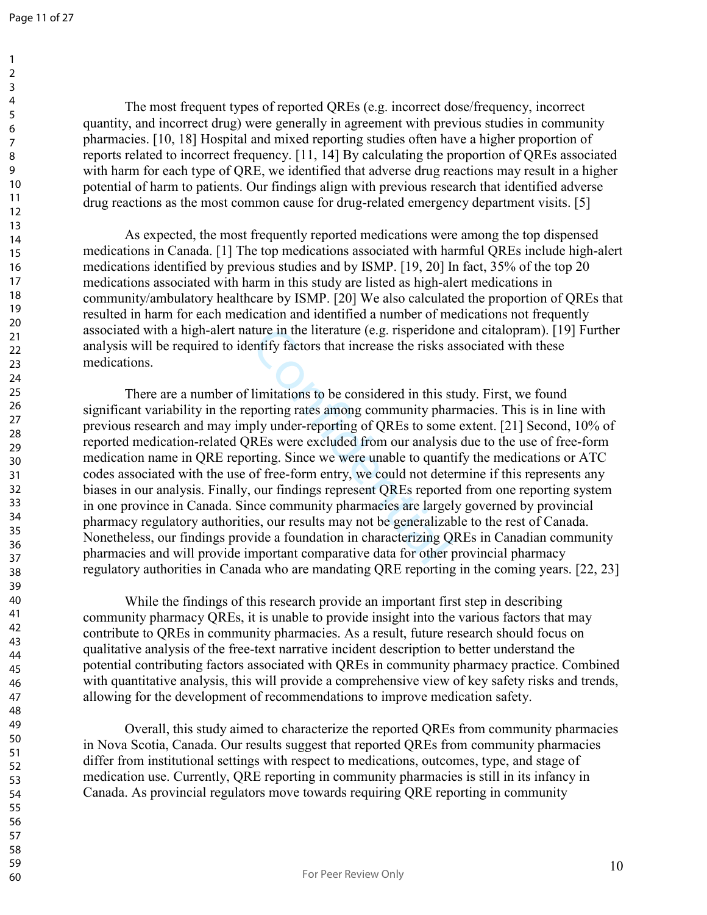The most frequent types of reported QREs (e.g. incorrect dose/frequency, incorrect quantity, and incorrect drug) were generally in agreement with previous studies in community pharmacies. [10, 18] Hospital and mixed reporting studies often have a higher proportion of reports related to incorrect frequency. [11, 14] By calculating the proportion of QREs associated with harm for each type of QRE, we identified that adverse drug reactions may result in a higher potential of harm to patients. Our findings align with previous research that identified adverse drug reactions as the most common cause for drug-related emergency department visits. [5]

As expected, the most frequently reported medications were among the top dispensed medications in Canada. [1] The top medications associated with harmful QREs include high-alert medications identified by previous studies and by ISMP. [19, 20] In fact, 35% of the top 20 medications associated with harm in this study are listed as high-alert medications in community/ambulatory healthcare by ISMP. [20] We also calculated the proportion of QREs that resulted in harm for each medication and identified a number of medications not frequently associated with a high-alert nature in the literature (e.g. risperidone and citalopram). [19] Further analysis will be required to identify factors that increase the risks associated with these medications.

There are a number of limitations to be considered in this study. First, we found significant variability in the reporting rates among community pharmacies. This is in line with previous research and may imply under-reporting of QREs to some extent. [21] Second, 10% of reported medication-related QREs were excluded from our analysis due to the use of free-form medication name in QRE reporting. Since we were unable to quantify the medications or ATC codes associated with the use of free-form entry, we could not determine if this represents any biases in our analysis. Finally, our findings represent QREs reported from one reporting system in one province in Canada. Since community pharmacies are largely governed by provincial pharmacy regulatory authorities, our results may not be generalizable to the rest of Canada. Nonetheless, our findings provide a foundation in characterizing QREs in Canadian community pharmacies and will provide important comparative data for other provincial pharmacy regulatory authorities in Canada who are mandating QRE reporting in the coming years. [22, 23]

While the findings of this research provide an important first step in describing community pharmacy QREs, it is unable to provide insight into the various factors that may contribute to QREs in community pharmacies. As a result, future research should focus on qualitative analysis of the free-text narrative incident description to better understand the potential contributing factors associated with QREs in community pharmacy practice. Combined with quantitative analysis, this will provide a comprehensive view of key safety risks and trends, allowing for the development of recommendations to improve medication safety.

Overall, this study aimed to characterize the reported QREs from community pharmacies in Nova Scotia, Canada. Our results suggest that reported QREs from community pharmacies differ from institutional settings with respect to medications, outcomes, type, and stage of medication use. Currently, QRE reporting in community pharmacies is still in its infancy in Canada. As provincial regulators move towards requiring QRE reporting in community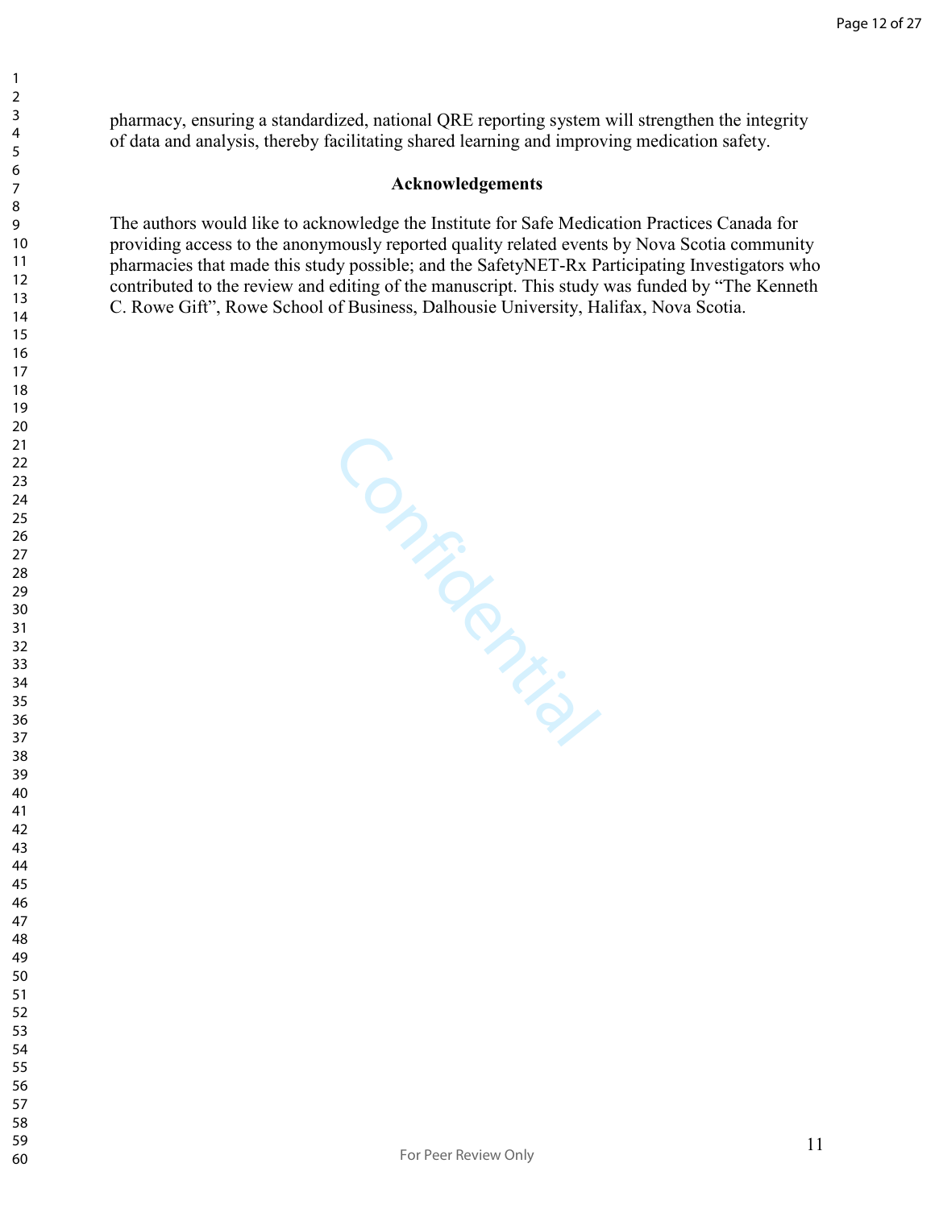pharmacy, ensuring a standardized, national QRE reporting system will strengthen the integrity of data and analysis, thereby facilitating shared learning and improving medication safety.

## Acknowledgements

The authors would like to acknowledge the Institute for Safe Medication Practices Canada for providing access to the anonymously reported quality related events by Nova Scotia community pharmacies that made this study possible; and the SafetyNET-Rx Participating Investigators who contributed to the review and editing of the manuscript. This study was funded by “The Kenneth C. Rowe Gift”, Rowe School of Business, Dalhousie University, Halifax, Nova Scotia.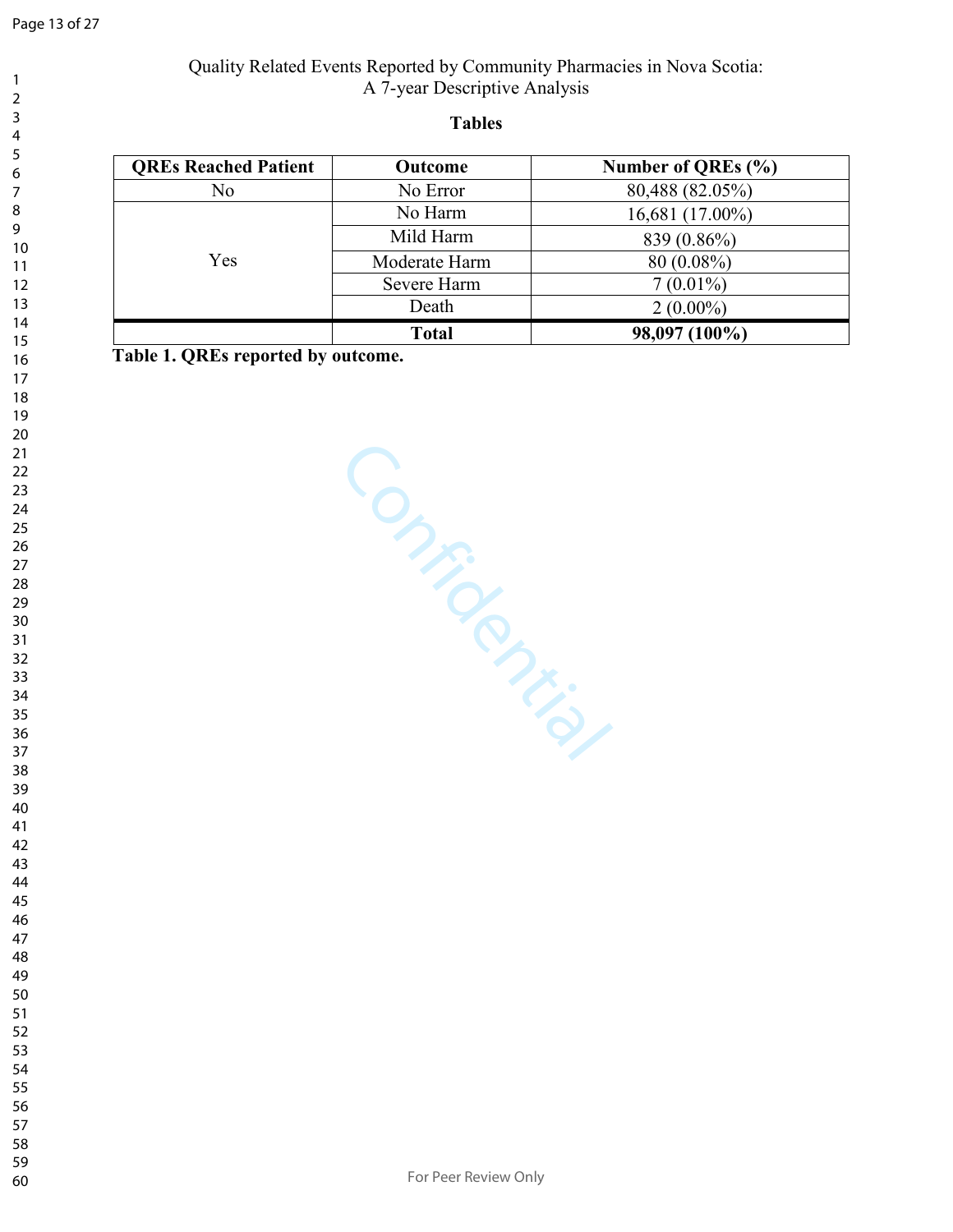Quality Related Events Reported by Community Pharmacies in Nova Scotia:
A 7-year Descriptive Analysis

## Tables

| QREs Reached Patient | Outcome | Number of QREs (%) |
|---|---|---|
| No | No Error | 80,488 (82.05%) |
| Yes | No Harm | 16,681 (17.00%) |
| | Mild Harm | 839 (0.86%) |
| | Moderate Harm | 80 (0.08%) |
| | Severe Harm | 7 (0.01%) |
| | Death | 2 (0.00%) |
| | **Total** | **98,097 (100%)** |

**Table 1. QREs reported by outcome.**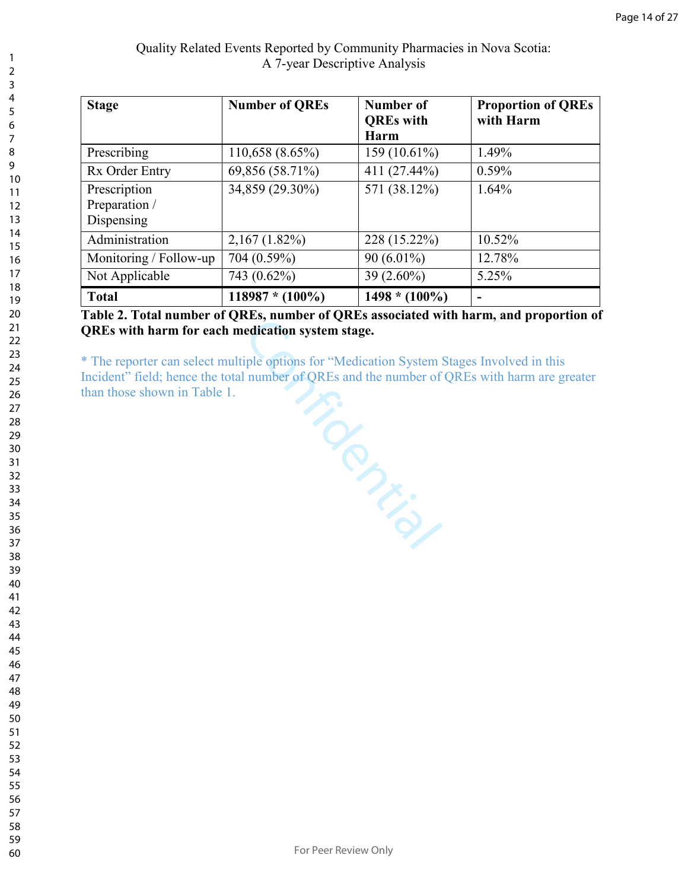Quality Related Events Reported by Community Pharmacies in Nova Scotia:
A 7-year Descriptive Analysis

| Stage | Number of QREs | Number of QREs with Harm | Proportion of QREs with Harm |
|---|---|---|---|
| Prescribing | 110,658 (8.65%) | 159 (10.61%) | 1.49% |
| Rx Order Entry | 69,856 (58.71%) | 411 (27.44%) | 0.59% |
| Prescription Preparation / Dispensing | 34,859 (29.30%) | 571 (38.12%) | 1.64% |
| Administration | 2,167 (1.82%) | 228 (15.22%) | 10.52% |
| Monitoring / Follow-up | 704 (0.59%) | 90 (6.01%) | 12.78% |
| Not Applicable | 743 (0.62%) | 39 (2.60%) | 5.25% |
| **Total** | **118987 * (100%)** | **1498 * (100%)** | **-** |

**Table 2. Total number of QREs, number of QREs associated with harm, and proportion of QREs with harm for each medication system stage.**

* The reporter can select multiple options for "Medication System Stages Involved in this Incident" field; hence the total number of QREs and the number of QREs with harm are greater than those shown in Table 1.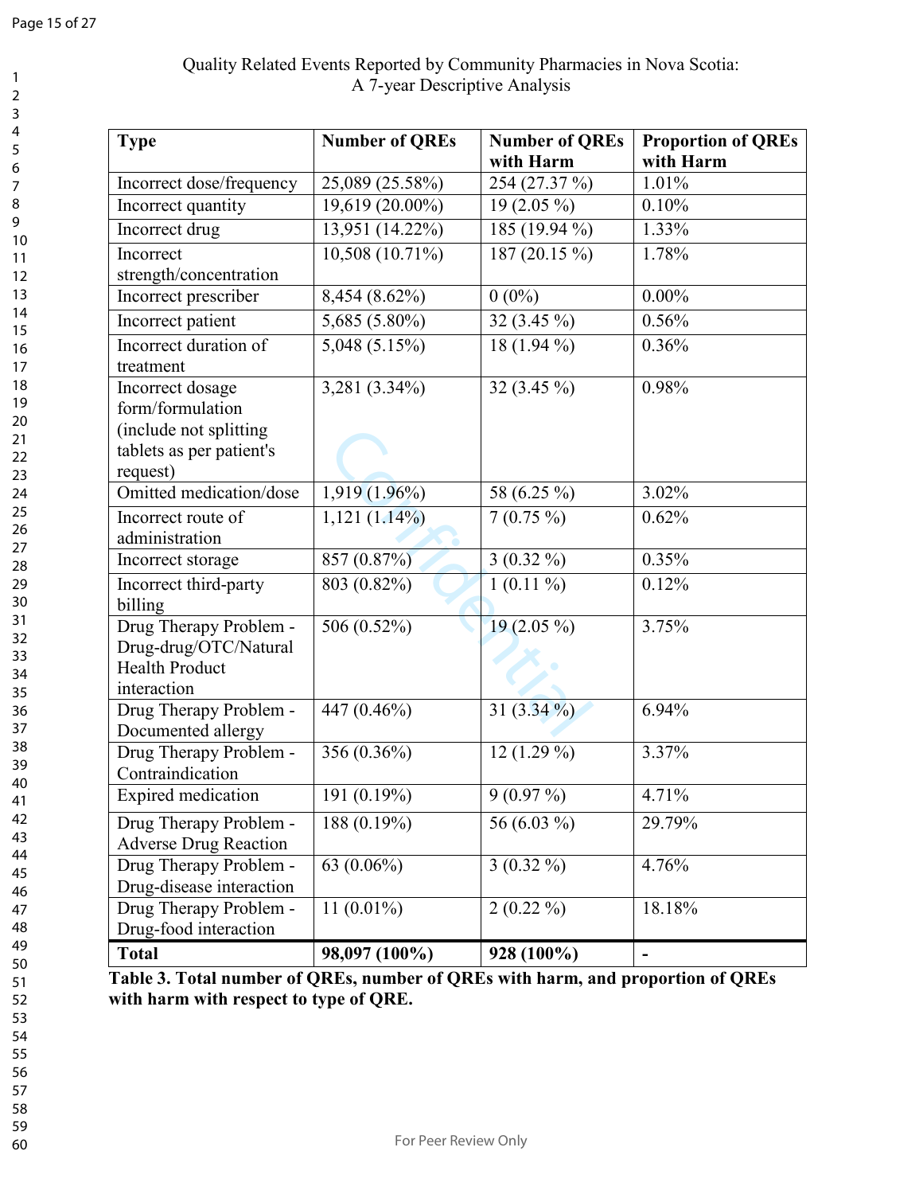| Type | Number of QREs | Number of QREs with Harm | Proportion of QREs with Harm |
|---|---|---|---|
| Incorrect dose/frequency | 25,089 (25.58%) | 254 (27.37 %) | 1.01% |
| Incorrect quantity | 19,619 (20.00%) | 19 (2.05 %) | 0.10% |
| Incorrect drug | 13,951 (14.22%) | 185 (19.94 %) | 1.33% |
| Incorrect strength/concentration | 10,508 (10.71%) | 187 (20.15 %) | 1.78% |
| Incorrect prescriber | 8,454 (8.62%) | 0 (0%) | 0.00% |
| Incorrect patient | 5,685 (5.80%) | 32 (3.45 %) | 0.56% |
| Incorrect duration of treatment | 5,048 (5.15%) | 18 (1.94 %) | 0.36% |
| Incorrect dosage form/formulation (include not splitting tablets as per patient's request) | 3,281 (3.34%) | 32 (3.45 %) | 0.98% |
| Omitted medication/dose | 1,919 (1.96%) | 58 (6.25 %) | 3.02% |
| Incorrect route of administration | 1,121 (1.14%) | 7 (0.75 %) | 0.62% |
| Incorrect storage | 857 (0.87%) | 3 (0.32 %) | 0.35% |
| Incorrect third-party billing | 803 (0.82%) | 1 (0.11 %) | 0.12% |
| Drug Therapy Problem - Drug-drug/OTC/Natural Health Product interaction | 506 (0.52%) | 19 (2.05 %) | 3.75% |
| Drug Therapy Problem - Documented allergy | 447 (0.46%) | 31 (3.34 %) | 6.94% |
| Drug Therapy Problem - Contraindication | 356 (0.36%) | 12 (1.29 %) | 3.37% |
| Expired medication | 191 (0.19%) | 9 (0.97 %) | 4.71% |
| Drug Therapy Problem - Adverse Drug Reaction | 188 (0.19%) | 56 (6.03 %) | 29.79% |
| Drug Therapy Problem - Drug-disease interaction | 63 (0.06%) | 3 (0.32 %) | 4.76% |
| Drug Therapy Problem - Drug-food interaction | 11 (0.01%) | 2 (0.22 %) | 18.18% |
| **Total** | **98,097 (100%)** | **928 (100%)** | **-** |

**Table 3. Total number of QREs, number of QREs with harm, and proportion of QREs with harm with respect to type of QRE.**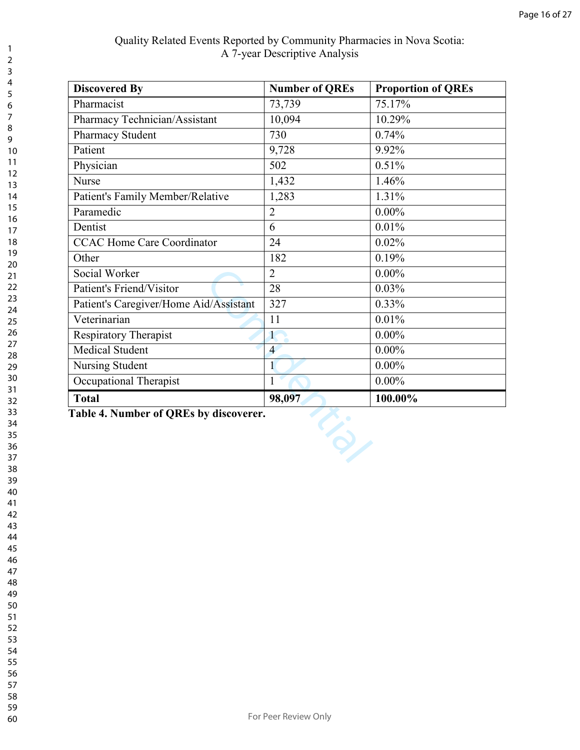| Discovered By | Number of QREs | Proportion of QREs |
| --- | --- | --- |
| Pharmacist | 73,739 | 75.17% |
| Pharmacy Technician/Assistant | 10,094 | 10.29% |
| Pharmacy Student | 730 | 0.74% |
| Patient | 9,728 | 9.92% |
| Physician | 502 | 0.51% |
| Nurse | 1,432 | 1.46% |
| Patient's Family Member/Relative | 1,283 | 1.31% |
| Paramedic | 2 | 0.00% |
| Dentist | 6 | 0.01% |
| CCAC Home Care Coordinator | 24 | 0.02% |
| Other | 182 | 0.19% |
| Social Worker | 2 | 0.00% |
| Patient's Friend/Visitor | 28 | 0.03% |
| Patient's Caregiver/Home Aid/Assistant | 327 | 0.33% |
| Veterinarian | 11 | 0.01% |
| Respiratory Therapist | 1 | 0.00% |
| Medical Student | 4 | 0.00% |
| Nursing Student | 1 | 0.00% |
| Occupational Therapist | 1 | 0.00% |
| **Total** | **98,097** | **100.00%** |

**Table 4. Number of QREs by discoverer.**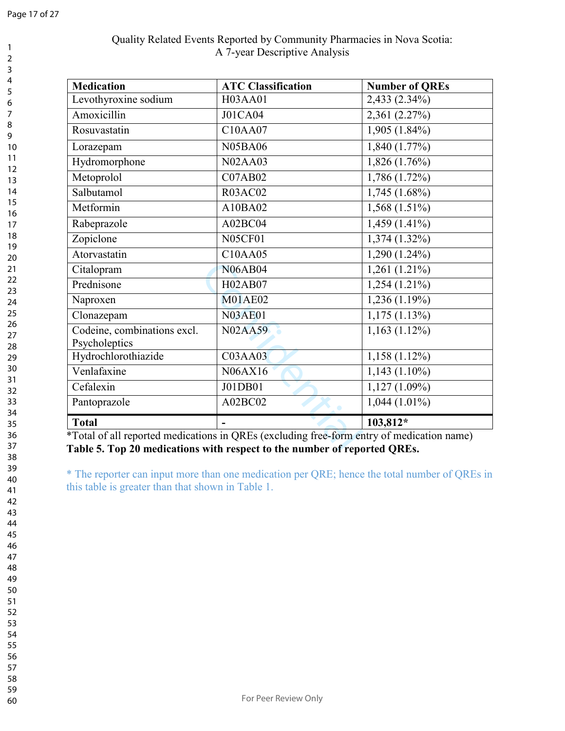Quality Related Events Reported by Community Pharmacies in Nova Scotia:
A 7-year Descriptive Analysis

| Medication | ATC Classification | Number of QREs |
|---|---|---|
| Levothyroxine sodium | H03AA01 | 2,433 (2.34%) |
| Amoxicillin | J01CA04 | 2,361 (2.27%) |
| Rosuvastatin | C10AA07 | 1,905 (1.84%) |
| Lorazepam | N05BA06 | 1,840 (1.77%) |
| Hydromorphone | N02AA03 | 1,826 (1.76%) |
| Metoprolol | C07AB02 | 1,786 (1.72%) |
| Salbutamol | R03AC02 | 1,745 (1.68%) |
| Metformin | A10BA02 | 1,568 (1.51%) |
| Rabeprazole | A02BC04 | 1,459 (1.41%) |
| Zopiclone | N05CF01 | 1,374 (1.32%) |
| Atorvastatin | C10AA05 | 1,290 (1.24%) |
| Citalopram | N06AB04 | 1,261 (1.21%) |
| Prednisone | H02AB07 | 1,254 (1.21%) |
| Naproxen | M01AE02 | 1,236 (1.19%) |
| Clonazepam | N03AE01 | 1,175 (1.13%) |
| Codeine, combinations excl. Psycholeptics | N02AA59 | 1,163 (1.12%) |
| Hydrochlorothiazide | C03AA03 | 1,158 (1.12%) |
| Venlafaxine | N06AX16 | 1,143 (1.10%) |
| Cefalexin | J01DB01 | 1,127 (1.09%) |
| Pantoprazole | A02BC02 | 1,044 (1.01%) |
| **Total** | **-** | **103,812*** |

*Total of all reported medications in QREs (excluding free-form entry of medication name)

**Table 5. Top 20 medications with respect to the number of reported QREs.**

* The reporter can input more than one medication per QRE; hence the total number of QREs in this table is greater than that shown in Table 1.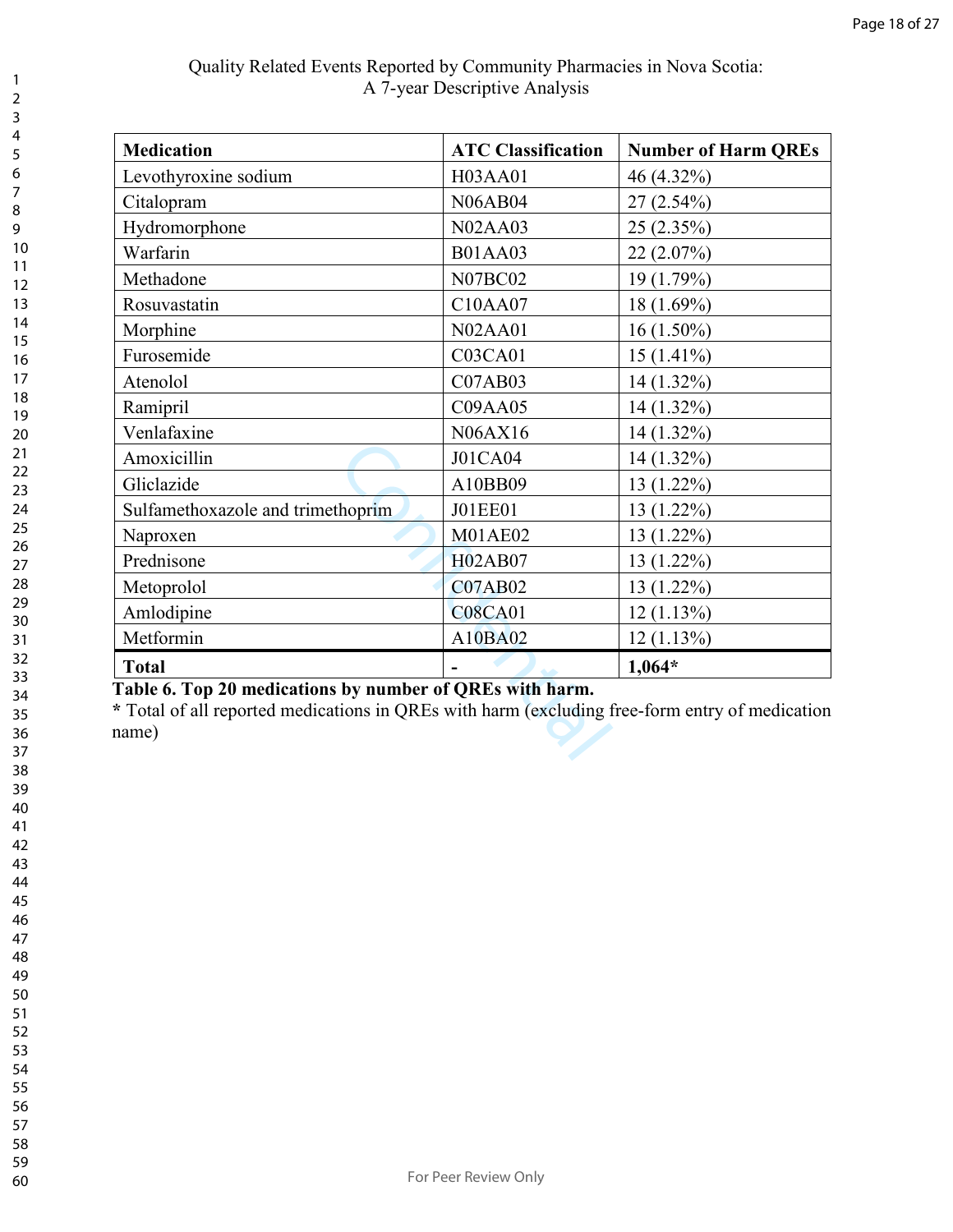| Medication | ATC Classification | Number of Harm QREs |
|---|---|---|
| Levothyroxine sodium | H03AA01 | 46 (4.32%) |
| Citalopram | N06AB04 | 27 (2.54%) |
| Hydromorphone | N02AA03 | 25 (2.35%) |
| Warfarin | B01AA03 | 22 (2.07%) |
| Methadone | N07BC02 | 19 (1.79%) |
| Rosuvastatin | C10AA07 | 18 (1.69%) |
| Morphine | N02AA01 | 16 (1.50%) |
| Furosemide | C03CA01 | 15 (1.41%) |
| Atenolol | C07AB03 | 14 (1.32%) |
| Ramipril | C09AA05 | 14 (1.32%) |
| Venlafaxine | N06AX16 | 14 (1.32%) |
| Amoxicillin | J01CA04 | 14 (1.32%) |
| Gliclazide | A10BB09 | 13 (1.22%) |
| Sulfamethoxazole and trimethoprim | J01EE01 | 13 (1.22%) |
| Naproxen | M01AE02 | 13 (1.22%) |
| Prednisone | H02AB07 | 13 (1.22%) |
| Metoprolol | C07AB02 | 13 (1.22%) |
| Amlodipine | C08CA01 | 12 (1.13%) |
| Metformin | A10BA02 | 12 (1.13%) |
| **Total** | **-** | **1,064*** |

**Table 6. Top 20 medications by number of QREs with harm.**

* Total of all reported medications in QREs with harm (excluding free-form entry of medication name)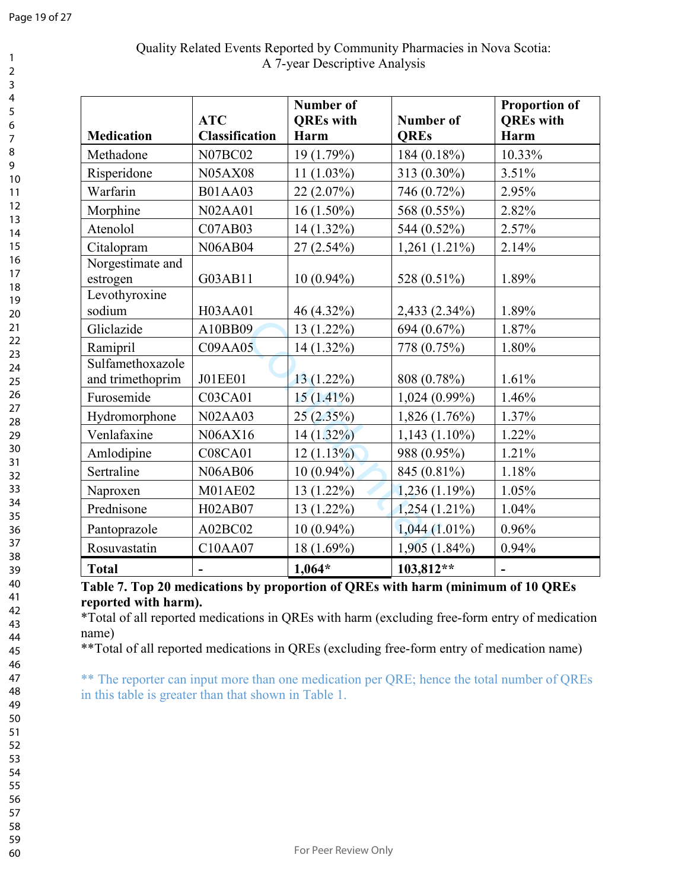Quality Related Events Reported by Community Pharmacies in Nova Scotia: A 7-year Descriptive Analysis

| Medication | ATC Classification | Number of QREs with Harm | Number of QREs | Proportion of QREs with Harm |
|---|---|---|---|---|
| Methadone | N07BC02 | 19 (1.79%) | 184 (0.18%) | 10.33% |
| Risperidone | N05AX08 | 11 (1.03%) | 313 (0.30%) | 3.51% |
| Warfarin | B01AA03 | 22 (2.07%) | 746 (0.72%) | 2.95% |
| Morphine | N02AA01 | 16 (1.50%) | 568 (0.55%) | 2.82% |
| Atenolol | C07AB03 | 14 (1.32%) | 544 (0.52%) | 2.57% |
| Citalopram | N06AB04 | 27 (2.54%) | 1,261 (1.21%) | 2.14% |
| Norgestimate and estrogen | G03AB11 | 10 (0.94%) | 528 (0.51%) | 1.89% |
| Levothyroxine sodium | H03AA01 | 46 (4.32%) | 2,433 (2.34%) | 1.89% |
| Gliclazide | A10BB09 | 13 (1.22%) | 694 (0.67%) | 1.87% |
| Ramipril | C09AA05 | 14 (1.32%) | 778 (0.75%) | 1.80% |
| Sulfamethoxazole and trimethoprim | J01EE01 | 13 (1.22%) | 808 (0.78%) | 1.61% |
| Furosemide | C03CA01 | 15 (1.41%) | 1,024 (0.99%) | 1.46% |
| Hydromorphone | N02AA03 | 25 (2.35%) | 1,826 (1.76%) | 1.37% |
| Venlafaxine | N06AX16 | 14 (1.32%) | 1,143 (1.10%) | 1.22% |
| Amlodipine | C08CA01 | 12 (1.13%) | 988 (0.95%) | 1.21% |
| Sertraline | N06AB06 | 10 (0.94%) | 845 (0.81%) | 1.18% |
| Naproxen | M01AE02 | 13 (1.22%) | 1,236 (1.19%) | 1.05% |
| Prednisone | H02AB07 | 13 (1.22%) | 1,254 (1.21%) | 1.04% |
| Pantoprazole | A02BC02 | 10 (0.94%) | 1,044 (1.01%) | 0.96% |
| Rosuvastatin | C10AA07 | 18 (1.69%) | 1,905 (1.84%) | 0.94% |
| **Total** | **-** | **1,064*** | **103,812**** | **-** |

**Table 7. Top 20 medications by proportion of QREs with harm (minimum of 10 QREs reported with harm).**

*Total of all reported medications in QREs with harm (excluding free-form entry of medication name)

**Total of all reported medications in QREs (excluding free-form entry of medication name)

** The reporter can input more than one medication per QRE; hence the total number of QREs in this table is greater than that shown in Table 1.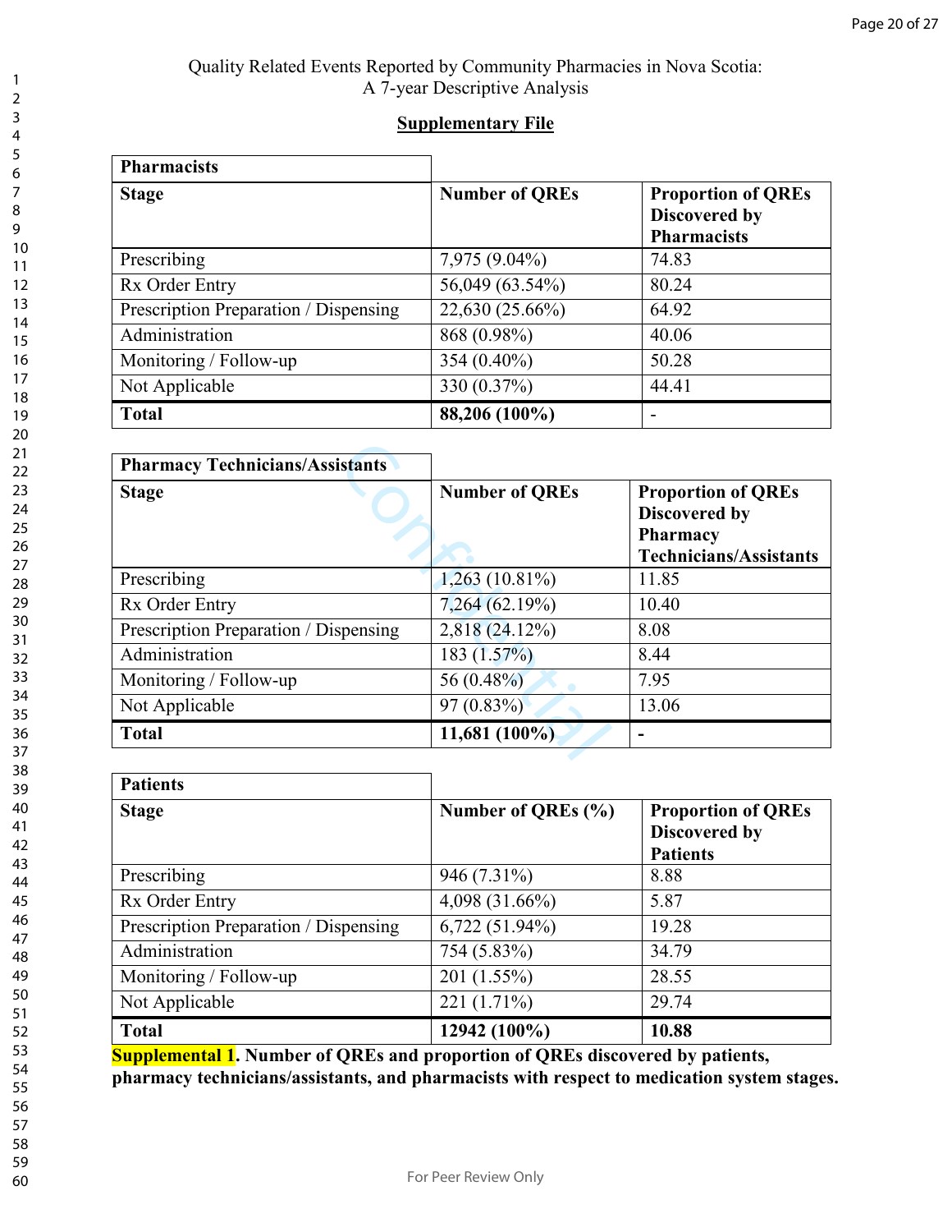Quality Related Events Reported by Community Pharmacies in Nova Scotia: A 7-year Descriptive Analysis

**Supplementary File**

| **Pharmacists** | | |
|---|---|---|
| **Stage** | **Number of QREs** | **Proportion of QREs Discovered by Pharmacists** |
| Prescribing | 7,975 (9.04%) | 74.83 |
| Rx Order Entry | 56,049 (63.54%) | 80.24 |
| Prescription Preparation / Dispensing | 22,630 (25.66%) | 64.92 |
| Administration | 868 (0.98%) | 40.06 |
| Monitoring / Follow-up | 354 (0.40%) | 50.28 |
| Not Applicable | 330 (0.37%) | 44.41 |
| **Total** | **88,206 (100%)** | - |

| **Pharmacy Technicians/Assistants** | | |
|---|---|---|
| **Stage** | **Number of QREs** | **Proportion of QREs Discovered by Pharmacy Technicians/Assistants** |
| Prescribing | 1,263 (10.81%) | 11.85 |
| Rx Order Entry | 7,264 (62.19%) | 10.40 |
| Prescription Preparation / Dispensing | 2,818 (24.12%) | 8.08 |
| Administration | 183 (1.57%) | 8.44 |
| Monitoring / Follow-up | 56 (0.48%) | 7.95 |
| Not Applicable | 97 (0.83%) | 13.06 |
| **Total** | **11,681 (100%)** | **-** |

| **Patients** | | |
|---|---|---|
| **Stage** | **Number of QREs (%)** | **Proportion of QREs Discovered by Patients** |
| Prescribing | 946 (7.31%) | 8.88 |
| Rx Order Entry | 4,098 (31.66%) | 5.87 |
| Prescription Preparation / Dispensing | 6,722 (51.94%) | 19.28 |
| Administration | 754 (5.83%) | 34.79 |
| Monitoring / Follow-up | 201 (1.55%) | 28.55 |
| Not Applicable | 221 (1.71%) | 29.74 |
| **Total** | **12942 (100%)** | **10.88** |

**Supplemental 1. Number of QREs and proportion of QREs discovered by patients, pharmacy technicians/assistants, and pharmacists with respect to medication system stages.**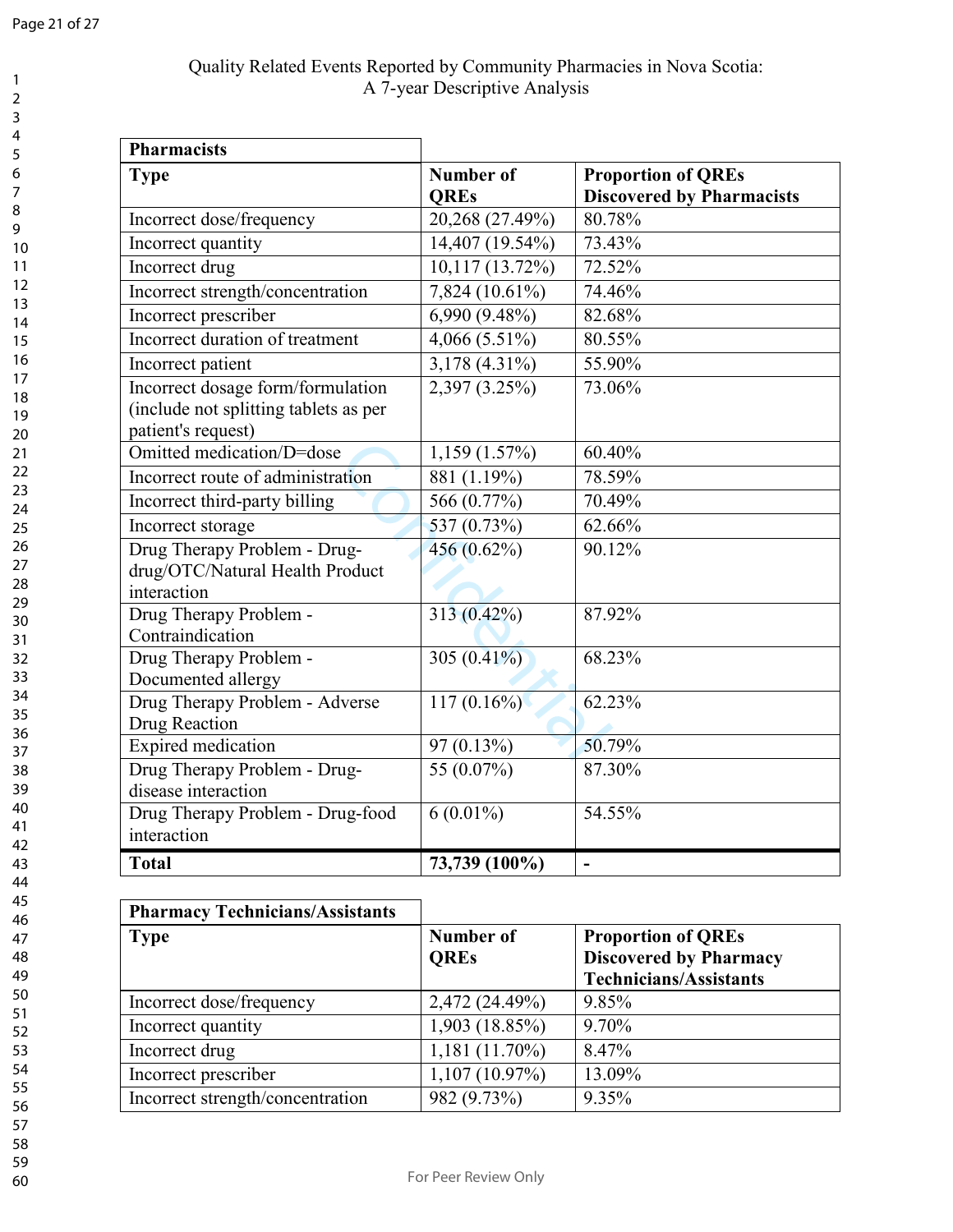| Pharmacists | | |
|---|---|---|
| **Type** | **Number of QREs** | **Proportion of QREs Discovered by Pharmacists** |
| Incorrect dose/frequency | 20,268 (27.49%) | 80.78% |
| Incorrect quantity | 14,407 (19.54%) | 73.43% |
| Incorrect drug | 10,117 (13.72%) | 72.52% |
| Incorrect strength/concentration | 7,824 (10.61%) | 74.46% |
| Incorrect prescriber | 6,990 (9.48%) | 82.68% |
| Incorrect duration of treatment | 4,066 (5.51%) | 80.55% |
| Incorrect patient | 3,178 (4.31%) | 55.90% |
| Incorrect dosage form/formulation (include not splitting tablets as per patient's request) | 2,397 (3.25%) | 73.06% |
| Omitted medication/D=dose | 1,159 (1.57%) | 60.40% |
| Incorrect route of administration | 881 (1.19%) | 78.59% |
| Incorrect third-party billing | 566 (0.77%) | 70.49% |
| Incorrect storage | 537 (0.73%) | 62.66% |
| Drug Therapy Problem - Drug-drug/OTC/Natural Health Product interaction | 456 (0.62%) | 90.12% |
| Drug Therapy Problem - Contraindication | 313 (0.42%) | 87.92% |
| Drug Therapy Problem - Documented allergy | 305 (0.41%) | 68.23% |
| Drug Therapy Problem - Adverse Drug Reaction | 117 (0.16%) | 62.23% |
| Expired medication | 97 (0.13%) | 50.79% |
| Drug Therapy Problem - Drug-disease interaction | 55 (0.07%) | 87.30% |
| Drug Therapy Problem - Drug-food interaction | 6 (0.01%) | 54.55% |
| **Total** | **73,739 (100%)** | **-** |

| Pharmacy Technicians/Assistants | | |
|---|---|---|
| **Type** | **Number of QREs** | **Proportion of QREs Discovered by Pharmacy Technicians/Assistants** |
| Incorrect dose/frequency | 2,472 (24.49%) | 9.85% |
| Incorrect quantity | 1,903 (18.85%) | 9.70% |
| Incorrect drug | 1,181 (11.70%) | 8.47% |
| Incorrect prescriber | 1,107 (10.97%) | 13.09% |
| Incorrect strength/concentration | 982 (9.73%) | 9.35% |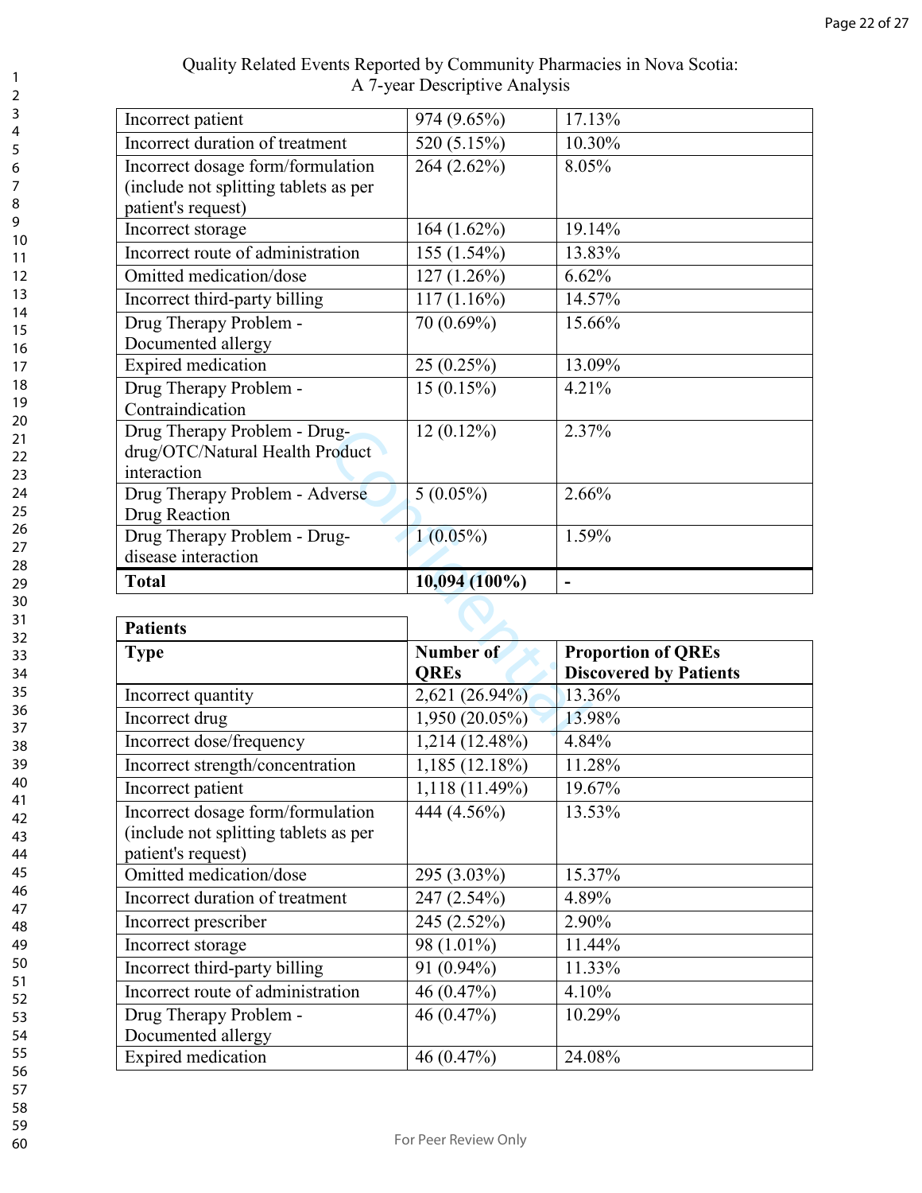Quality Related Events Reported by Community Pharmacies in Nova Scotia: A 7-year Descriptive Analysis

| | | |
|---|---|---|
| Incorrect patient | 974 (9.65%) | 17.13% |
| Incorrect duration of treatment | 520 (5.15%) | 10.30% |
| Incorrect dosage form/formulation (include not splitting tablets as per patient's request) | 264 (2.62%) | 8.05% |
| Incorrect storage | 164 (1.62%) | 19.14% |
| Incorrect route of administration | 155 (1.54%) | 13.83% |
| Omitted medication/dose | 127 (1.26%) | 6.62% |
| Incorrect third-party billing | 117 (1.16%) | 14.57% |
| Drug Therapy Problem - Documented allergy | 70 (0.69%) | 15.66% |
| Expired medication | 25 (0.25%) | 13.09% |
| Drug Therapy Problem - Contraindication | 15 (0.15%) | 4.21% |
| Drug Therapy Problem - Drug-drug/OTC/Natural Health Product interaction | 12 (0.12%) | 2.37% |
| Drug Therapy Problem - Adverse Drug Reaction | 5 (0.05%) | 2.66% |
| Drug Therapy Problem - Drug-disease interaction | 1 (0.05%) | 1.59% |
| **Total** | **10,094 (100%)** | - |

| **Patients** | | |
|---|---|---|
| **Type** | **Number of QREs** | **Proportion of QREs Discovered by Patients** |
| Incorrect quantity | 2,621 (26.94%) | 13.36% |
| Incorrect drug | 1,950 (20.05%) | 13.98% |
| Incorrect dose/frequency | 1,214 (12.48%) | 4.84% |
| Incorrect strength/concentration | 1,185 (12.18%) | 11.28% |
| Incorrect patient | 1,118 (11.49%) | 19.67% |
| Incorrect dosage form/formulation (include not splitting tablets as per patient's request) | 444 (4.56%) | 13.53% |
| Omitted medication/dose | 295 (3.03%) | 15.37% |
| Incorrect duration of treatment | 247 (2.54%) | 4.89% |
| Incorrect prescriber | 245 (2.52%) | 2.90% |
| Incorrect storage | 98 (1.01%) | 11.44% |
| Incorrect third-party billing | 91 (0.94%) | 11.33% |
| Incorrect route of administration | 46 (0.47%) | 4.10% |
| Drug Therapy Problem - Documented allergy | 46 (0.47%) | 10.29% |
| Expired medication | 46 (0.47%) | 24.08% |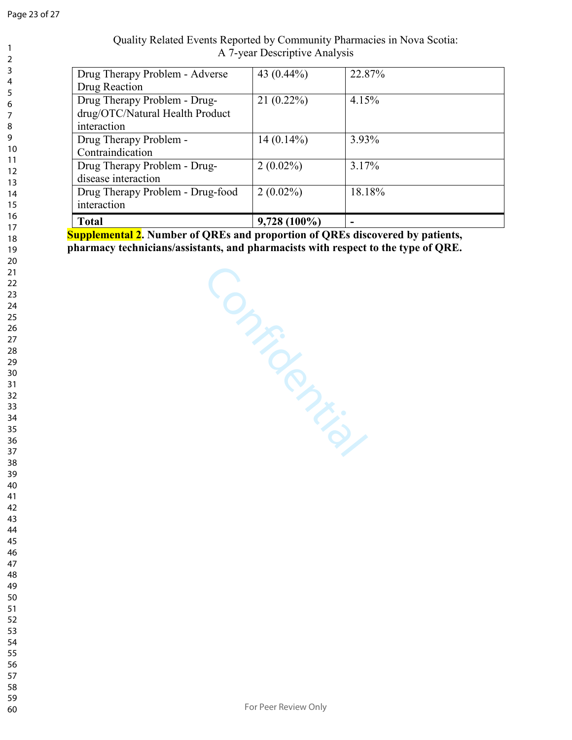| Drug Therapy Problem - Adverse Drug Reaction | 43 (0.44%) | 22.87% |
|---|---|---|
| Drug Therapy Problem - Drug-drug/OTC/Natural Health Product interaction | 21 (0.22%) | 4.15% |
| Drug Therapy Problem - Contraindication | 14 (0.14%) | 3.93% |
| Drug Therapy Problem - Drug-disease interaction | 2 (0.02%) | 3.17% |
| Drug Therapy Problem - Drug-food interaction | 2 (0.02%) | 18.18% |
| **Total** | **9,728 (100%)** | **-** |

**Supplemental 2. Number of QREs and proportion of QREs discovered by patients, pharmacy technicians/assistants, and pharmacists with respect to the type of QRE.**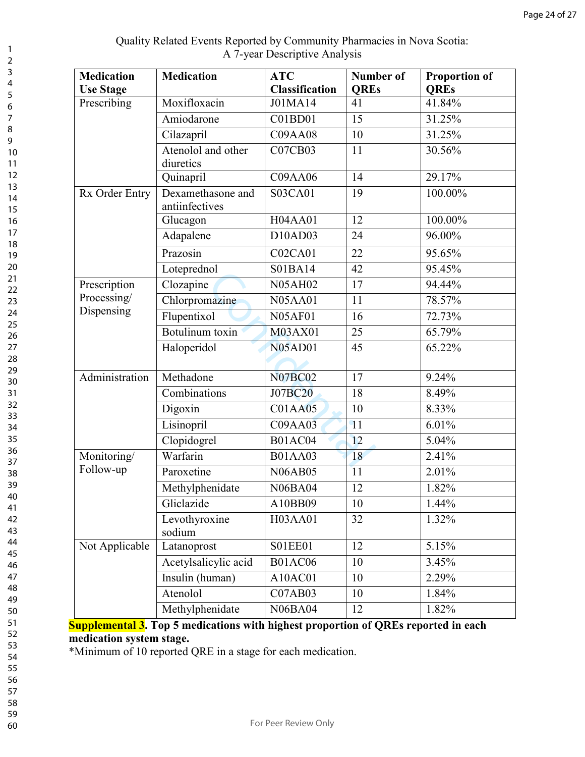Quality Related Events Reported by Community Pharmacies in Nova Scotia: A 7-year Descriptive Analysis

| Medication Use Stage | Medication | ATC Classification | Number of QREs | Proportion of QREs |
|---|---|---|---|---|
| Prescribing | Moxifloxacin | J01MA14 | 41 | 41.84% |
| | Amiodarone | C01BD01 | 15 | 31.25% |
| | Cilazapril | C09AA08 | 10 | 31.25% |
| | Atenolol and other diuretics | C07CB03 | 11 | 30.56% |
| | Quinapril | C09AA06 | 14 | 29.17% |
| Rx Order Entry | Dexamethasone and antiinfectives | S03CA01 | 19 | 100.00% |
| | Glucagon | H04AA01 | 12 | 100.00% |
| | Adapalene | D10AD03 | 24 | 96.00% |
| | Prazosin | C02CA01 | 22 | 95.65% |
| | Loteprednol | S01BA14 | 42 | 95.45% |
| Prescription Processing/ Dispensing | Clozapine | N05AH02 | 17 | 94.44% |
| | Chlorpromazine | N05AA01 | 11 | 78.57% |
| | Flupentixol | N05AF01 | 16 | 72.73% |
| | Botulinum toxin | M03AX01 | 25 | 65.79% |
| | Haloperidol | N05AD01 | 45 | 65.22% |
| Administration | Methadone | N07BC02 | 17 | 9.24% |
| | Combinations | J07BC20 | 18 | 8.49% |
| | Digoxin | C01AA05 | 10 | 8.33% |
| | Lisinopril | C09AA03 | 11 | 6.01% |
| | Clopidogrel | B01AC04 | 12 | 5.04% |
| Monitoring/ Follow-up | Warfarin | B01AA03 | 18 | 2.41% |
| | Paroxetine | N06AB05 | 11 | 2.01% |
| | Methylphenidate | N06BA04 | 12 | 1.82% |
| | Gliclazide | A10BB09 | 10 | 1.44% |
| | Levothyroxine sodium | H03AA01 | 32 | 1.32% |
| Not Applicable | Latanoprost | S01EE01 | 12 | 5.15% |
| | Acetylsalicylic acid | B01AC06 | 10 | 3.45% |
| | Insulin (human) | A10AC01 | 10 | 2.29% |
| | Atenolol | C07AB03 | 10 | 1.84% |
| | Methylphenidate | N06BA04 | 12 | 1.82% |

**Supplemental 3. Top 5 medications with highest proportion of QREs reported in each medication system stage.**

*Minimum of 10 reported QRE in a stage for each medication.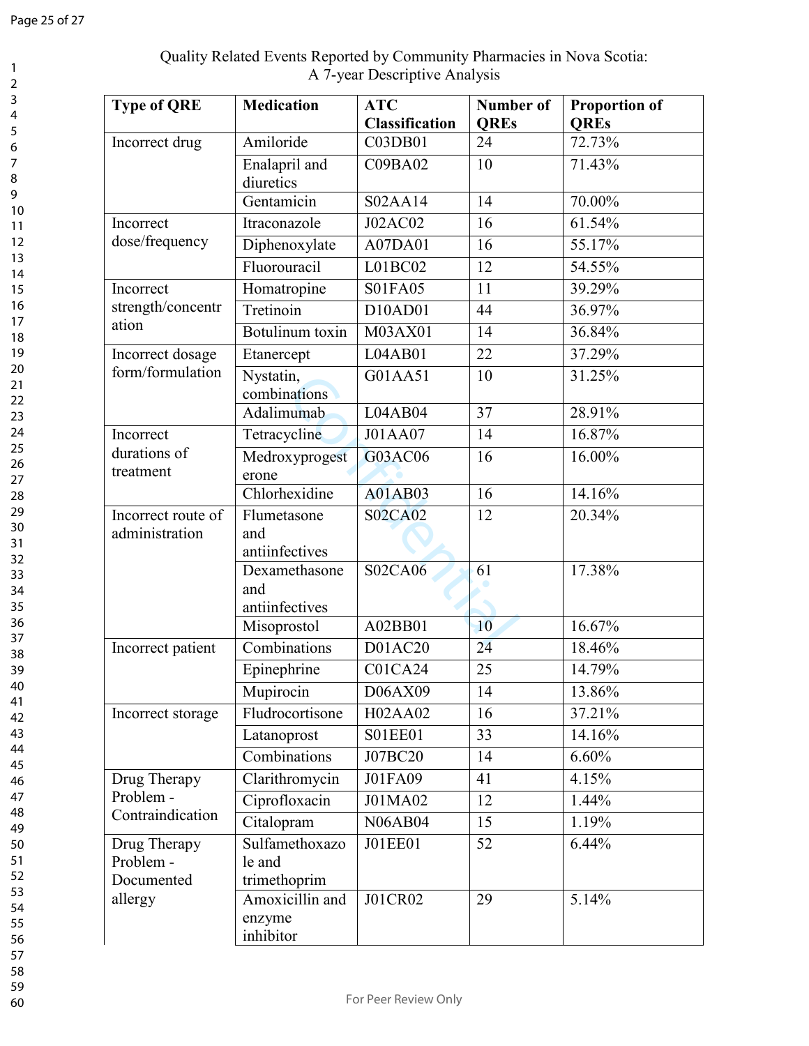Quality Related Events Reported by Community Pharmacies in Nova Scotia: A 7-year Descriptive Analysis

| Type of QRE | Medication | ATC Classification | Number of QREs | Proportion of QREs |
|---|---|---|---|---|
| Incorrect drug | Amiloride | C03DB01 | 24 | 72.73% |
| | Enalapril and diuretics | C09BA02 | 10 | 71.43% |
| | Gentamicin | S02AA14 | 14 | 70.00% |
| Incorrect dose/frequency | Itraconazole | J02AC02 | 16 | 61.54% |
| | Diphenoxylate | A07DA01 | 16 | 55.17% |
| | Fluorouracil | L01BC02 | 12 | 54.55% |
| Incorrect strength/concentration | Homatropine | S01FA05 | 11 | 39.29% |
| | Tretinoin | D10AD01 | 44 | 36.97% |
| | Botulinum toxin | M03AX01 | 14 | 36.84% |
| Incorrect dosage form/formulation | Etanercept | L04AB01 | 22 | 37.29% |
| | Nystatin, combinations | G01AA51 | 10 | 31.25% |
| | Adalimumab | L04AB04 | 37 | 28.91% |
| Incorrect durations of treatment | Tetracycline | J01AA07 | 14 | 16.87% |
| | Medroxyprogesterone | G03AC06 | 16 | 16.00% |
| | Chlorhexidine | A01AB03 | 16 | 14.16% |
| Incorrect route of administration | Flumetasone and antiinfectives | S02CA02 | 12 | 20.34% |
| | Dexamethasone and antiinfectives | S02CA06 | 61 | 17.38% |
| | Misoprostol | A02BB01 | 10 | 16.67% |
| Incorrect patient | Combinations | D01AC20 | 24 | 18.46% |
| | Epinephrine | C01CA24 | 25 | 14.79% |
| | Mupirocin | D06AX09 | 14 | 13.86% |
| Incorrect storage | Fludrocortisone | H02AA02 | 16 | 37.21% |
| | Latanoprost | S01EE01 | 33 | 14.16% |
| | Combinations | J07BC20 | 14 | 6.60% |
| Drug Therapy Problem - Contraindication | Clarithromycin | J01FA09 | 41 | 4.15% |
| | Ciprofloxacin | J01MA02 | 12 | 1.44% |
| | Citalopram | N06AB04 | 15 | 1.19% |
| Drug Therapy Problem - Documented allergy | Sulfamethoxazole and trimethoprim | J01EE01 | 52 | 6.44% |
| | Amoxicillin and enzyme inhibitor | J01CR02 | 29 | 5.14% |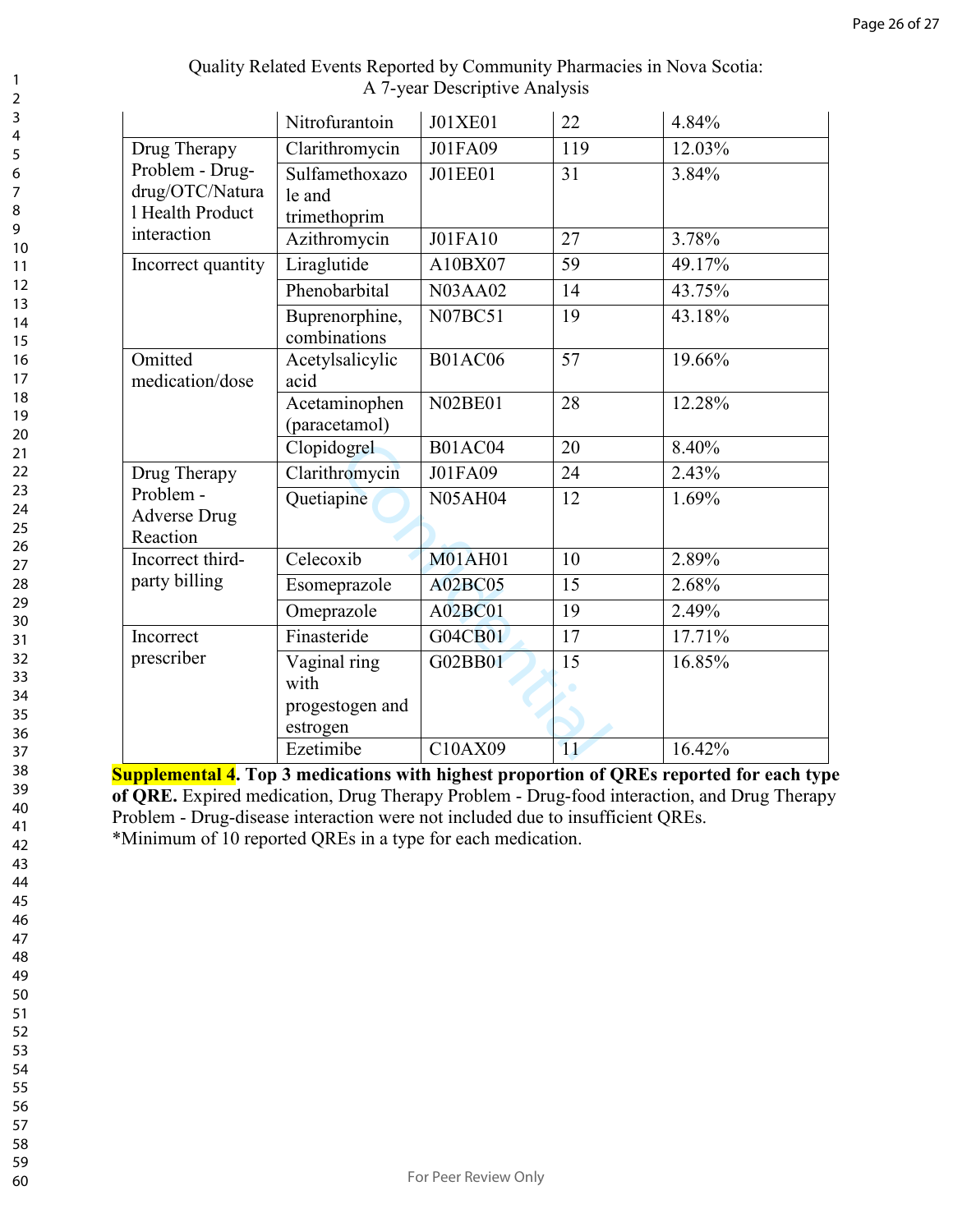| | Nitrofurantoin | J01XE01 | 22 | 4.84% |
|---|---|---|---|---|
| Drug Therapy Problem - Drug-drug/OTC/Natural Health Product interaction | Clarithromycin | J01FA09 | 119 | 12.03% |
| | Sulfamethoxazole and trimethoprim | J01EE01 | 31 | 3.84% |
| | Azithromycin | J01FA10 | 27 | 3.78% |
| Incorrect quantity | Liraglutide | A10BX07 | 59 | 49.17% |
| | Phenobarbital | N03AA02 | 14 | 43.75% |
| | Buprenorphine, combinations | N07BC51 | 19 | 43.18% |
| Omitted medication/dose | Acetylsalicylic acid | B01AC06 | 57 | 19.66% |
| | Acetaminophen (paracetamol) | N02BE01 | 28 | 12.28% |
| | Clopidogrel | B01AC04 | 20 | 8.40% |
| Drug Therapy Problem - Adverse Drug Reaction | Clarithromycin | J01FA09 | 24 | 2.43% |
| | Quetiapine | N05AH04 | 12 | 1.69% |
| Incorrect third-party billing | Celecoxib | M01AH01 | 10 | 2.89% |
| | Esomeprazole | A02BC05 | 15 | 2.68% |
| | Omeprazole | A02BC01 | 19 | 2.49% |
| Incorrect prescriber | Finasteride | G04CB01 | 17 | 17.71% |
| | Vaginal ring with progestogen and estrogen | G02BB01 | 15 | 16.85% |
| | Ezetimibe | C10AX09 | 11 | 16.42% |

**Supplemental 4. Top 3 medications with highest proportion of QREs reported for each type of QRE.** Expired medication, Drug Therapy Problem - Drug-food interaction, and Drug Therapy Problem - Drug-disease interaction were not included due to insufficient QREs.
*Minimum of 10 reported QREs in a type for each medication.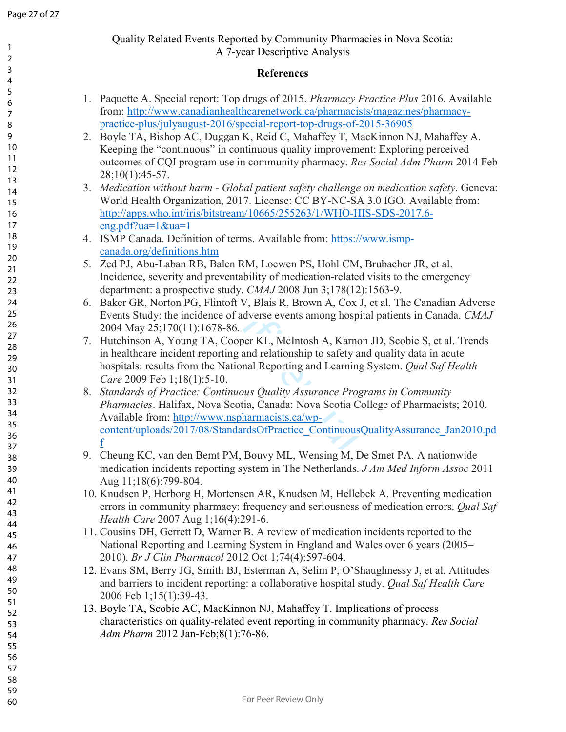Quality Related Events Reported by Community Pharmacies in Nova Scotia: A 7-year Descriptive Analysis

## References

1. Paquette A. Special report: Top drugs of 2015. *Pharmacy Practice Plus* 2016. Available from: http://www.canadianhealthcarenetwork.ca/pharmacists/magazines/pharmacy-practice-plus/julyaugust-2016/special-report-top-drugs-of-2015-36905
2. Boyle TA, Bishop AC, Duggan K, Reid C, Mahaffey T, MacKinnon NJ, Mahaffey A. Keeping the "continuous" in continuous quality improvement: Exploring perceived outcomes of CQI program use in community pharmacy. *Res Social Adm Pharm* 2014 Feb 28;10(1):45-57.
3. *Medication without harm - Global patient safety challenge on medication safety*. Geneva: World Health Organization, 2017. License: CC BY-NC-SA 3.0 IGO. Available from: http://apps.who.int/iris/bitstream/10665/255263/1/WHO-HIS-SDS-2017.6-eng.pdf?ua=1&ua=1
4. ISMP Canada. Definition of terms. Available from: https://www.ismp-canada.org/definitions.htm
5. Zed PJ, Abu-Laban RB, Balen RM, Loewen PS, Hohl CM, Brubacher JR, et al. Incidence, severity and preventability of medication-related visits to the emergency department: a prospective study. *CMAJ* 2008 Jun 3;178(12):1563-9.
6. Baker GR, Norton PG, Flintoft V, Blais R, Brown A, Cox J, et al. The Canadian Adverse Events Study: the incidence of adverse events among hospital patients in Canada. *CMAJ* 2004 May 25;170(11):1678-86.
7. Hutchinson A, Young TA, Cooper KL, McIntosh A, Karnon JD, Scobie S, et al. Trends in healthcare incident reporting and relationship to safety and quality data in acute hospitals: results from the National Reporting and Learning System. *Qual Saf Health Care* 2009 Feb 1;18(1):5-10.
8. *Standards of Practice: Continuous Quality Assurance Programs in Community Pharmacies*. Halifax, Nova Scotia, Canada: Nova Scotia College of Pharmacists; 2010. Available from: http://www.nspharmacists.ca/wp-content/uploads/2017/08/StandardsOfPractice_ContinuousQualityAssurance_Jan2010.pdf
9. Cheung KC, van den Bemt PM, Bouvy ML, Wensing M, De Smet PA. A nationwide medication incidents reporting system in The Netherlands. *J Am Med Inform Assoc* 2011 Aug 11;18(6):799-804.
10. Knudsen P, Herborg H, Mortensen AR, Knudsen M, Hellebek A. Preventing medication errors in community pharmacy: frequency and seriousness of medication errors. *Qual Saf Health Care* 2007 Aug 1;16(4):291-6.
11. Cousins DH, Gerrett D, Warner B. A review of medication incidents reported to the National Reporting and Learning System in England and Wales over 6 years (2005–2010). *Br J Clin Pharmacol* 2012 Oct 1;74(4):597-604.
12. Evans SM, Berry JG, Smith BJ, Esterman A, Selim P, O'Shaughnessy J, et al. Attitudes and barriers to incident reporting: a collaborative hospital study. *Qual Saf Health Care* 2006 Feb 1;15(1):39-43.
13. Boyle TA, Scobie AC, MacKinnon NJ, Mahaffey T. Implications of process characteristics on quality-related event reporting in community pharmacy. *Res Social Adm Pharm* 2012 Jan-Feb;8(1):76-86.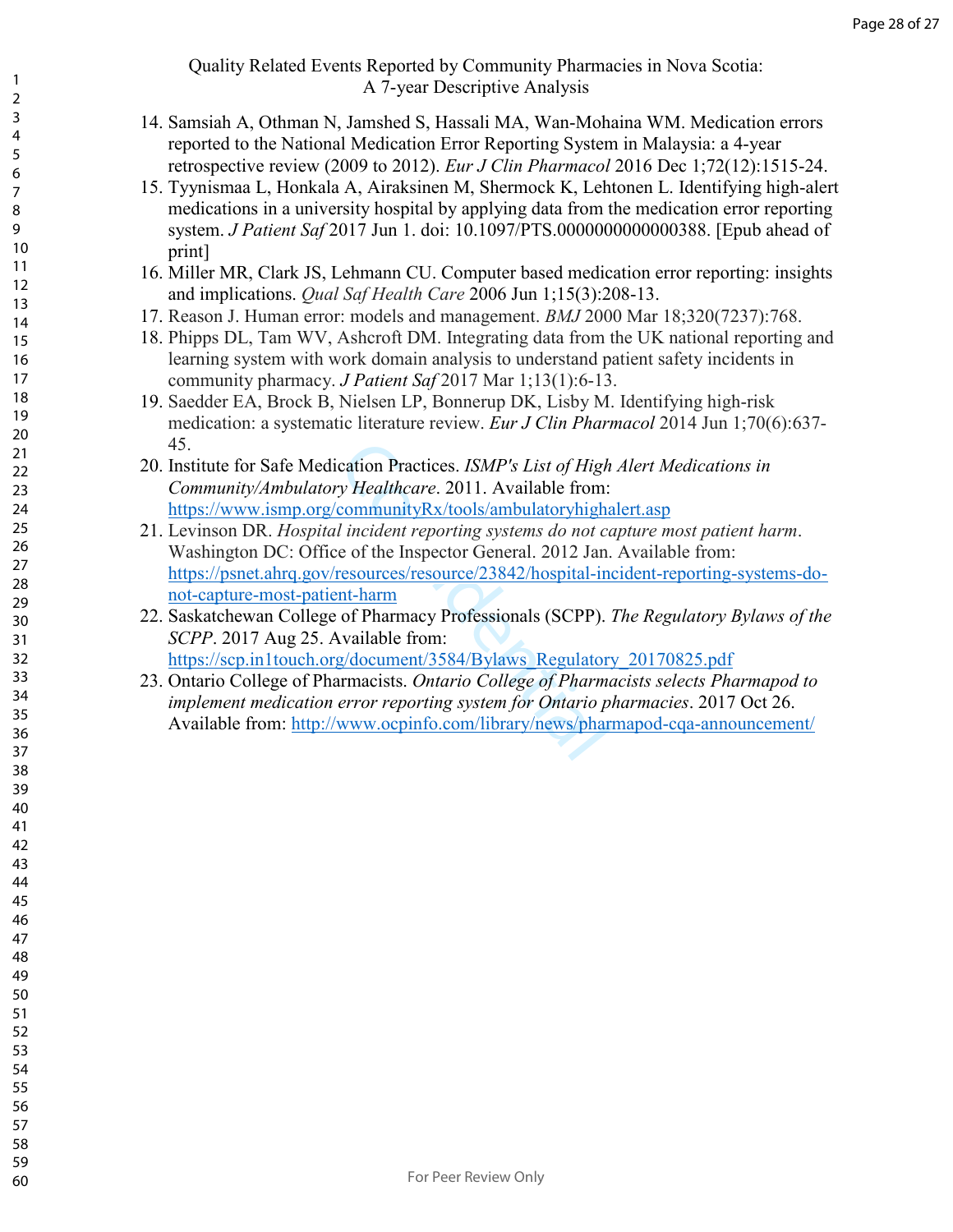14. Samsiah A, Othman N, Jamshed S, Hassali MA, Wan-Mohaina WM. Medication errors reported to the National Medication Error Reporting System in Malaysia: a 4-year retrospective review (2009 to 2012). *Eur J Clin Pharmacol* 2016 Dec 1;72(12):1515-24.
15. Tyynismaa L, Honkala A, Airaksinen M, Shermock K, Lehtonen L. Identifying high-alert medications in a university hospital by applying data from the medication error reporting system. *J Patient Saf* 2017 Jun 1. doi: 10.1097/PTS.0000000000000388. [Epub ahead of print]
16. Miller MR, Clark JS, Lehmann CU. Computer based medication error reporting: insights and implications. *Qual Saf Health Care* 2006 Jun 1;15(3):208-13.
17. Reason J. Human error: models and management. *BMJ* 2000 Mar 18;320(7237):768.
18. Phipps DL, Tam WV, Ashcroft DM. Integrating data from the UK national reporting and learning system with work domain analysis to understand patient safety incidents in community pharmacy. *J Patient Saf* 2017 Mar 1;13(1):6-13.
19. Saedder EA, Brock B, Nielsen LP, Bonnerup DK, Lisby M. Identifying high-risk medication: a systematic literature review. *Eur J Clin Pharmacol* 2014 Jun 1;70(6):637-45.
20. Institute for Safe Medication Practices. *ISMP's List of High Alert Medications in Community/Ambulatory Healthcare*. 2011. Available from: https://www.ismp.org/communityRx/tools/ambulatoryhighalert.asp
21. Levinson DR. *Hospital incident reporting systems do not capture most patient harm*. Washington DC: Office of the Inspector General. 2012 Jan. Available from: https://psnet.ahrq.gov/resources/resource/23842/hospital-incident-reporting-systems-do-not-capture-most-patient-harm
22. Saskatchewan College of Pharmacy Professionals (SCPP). *The Regulatory Bylaws of the SCPP*. 2017 Aug 25. Available from: https://scp.in1touch.org/document/3584/Bylaws_Regulatory_20170825.pdf
23. Ontario College of Pharmacists. *Ontario College of Pharmacists selects Pharmapod to implement medication error reporting system for Ontario pharmacies*. 2017 Oct 26. Available from: http://www.ocpinfo.com/library/news/pharmapod-cqa-announcement/